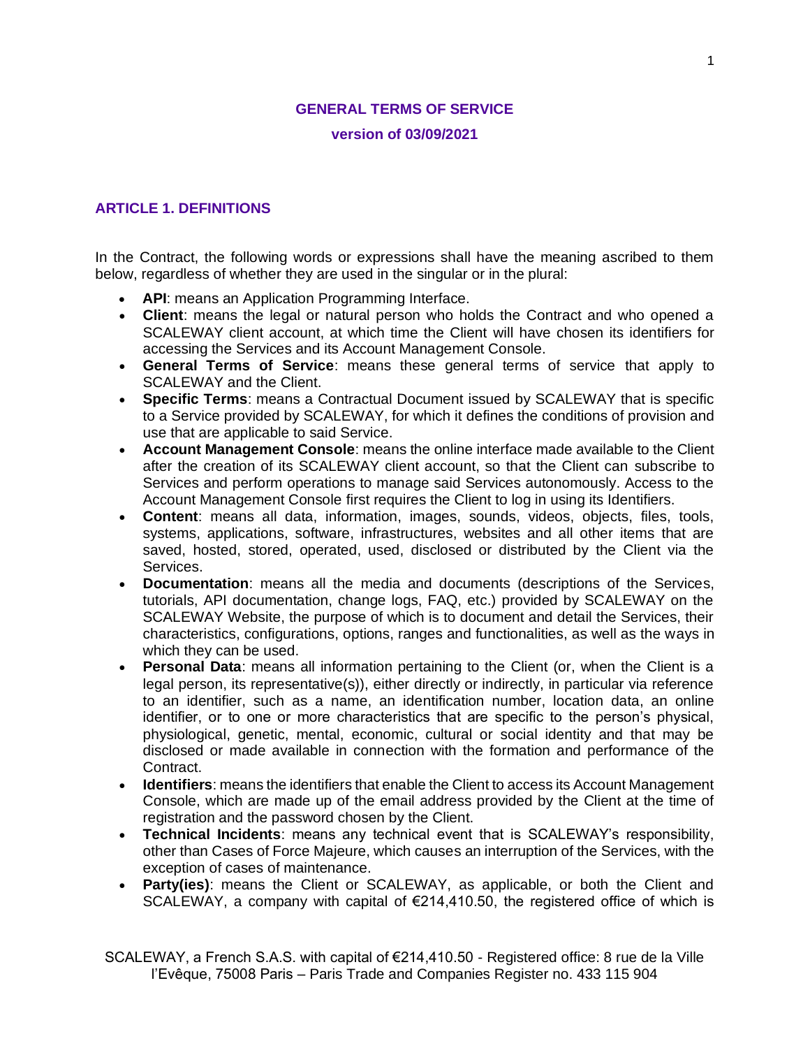# GENERAL TERMS OF SERVICE

**version of 03/09/2021**

## ARTICLE 1. DEFINITIONS

In the Contract, the following words or expressions shall have the meaning ascribed to them below, regardless of whether they are used in the singular or in the plural:

- **API**: means an Application Programming Interface.
- **Client**: means the legal or natural person who holds the Contract and who opened a SCALEWAY client account, at which time the Client will have chosen its identifiers for accessing the Services and its Account Management Console.
- **General Terms of Service**: means these general terms of service that apply to SCALEWAY and the Client.
- **Specific Terms**: means a Contractual Document issued by SCALEWAY that is specific to a Service provided by SCALEWAY, for which it defines the conditions of provision and use that are applicable to said Service.
- **Account Management Console**: means the online interface made available to the Client after the creation of its SCALEWAY client account, so that the Client can subscribe to Services and perform operations to manage said Services autonomously. Access to the Account Management Console first requires the Client to log in using its Identifiers.
- **Content**: means all data, information, images, sounds, videos, objects, files, tools, systems, applications, software, infrastructures, websites and all other items that are saved, hosted, stored, operated, used, disclosed or distributed by the Client via the Services.
- **Documentation**: means all the media and documents (descriptions of the Services, tutorials, API documentation, change logs, FAQ, etc.) provided by SCALEWAY on the SCALEWAY Website, the purpose of which is to document and detail the Services, their characteristics, configurations, options, ranges and functionalities, as well as the ways in which they can be used.
- **Personal Data**: means all information pertaining to the Client (or, when the Client is a legal person, its representative(s)), either directly or indirectly, in particular via reference to an identifier, such as a name, an identification number, location data, an online identifier, or to one or more characteristics that are specific to the person's physical, physiological, genetic, mental, economic, cultural or social identity and that may be disclosed or made available in connection with the formation and performance of the Contract.
- **Identifiers**: means the identifiers that enable the Client to access its Account Management Console, which are made up of the email address provided by the Client at the time of registration and the password chosen by the Client.
- **Technical Incidents**: means any technical event that is SCALEWAY's responsibility, other than Cases of Force Majeure, which causes an interruption of the Services, with the exception of cases of maintenance.
- **Party(ies)**: means the Client or SCALEWAY, as applicable, or both the Client and SCALEWAY, a company with capital of €214,410.50, the registered office of which is

SCALEWAY, a French S.A.S. with capital of €214,410.50 - Registered office: 8 rue de la Ville l'Evêque, 75008 Paris – Paris Trade and Companies Register no. 433 115 904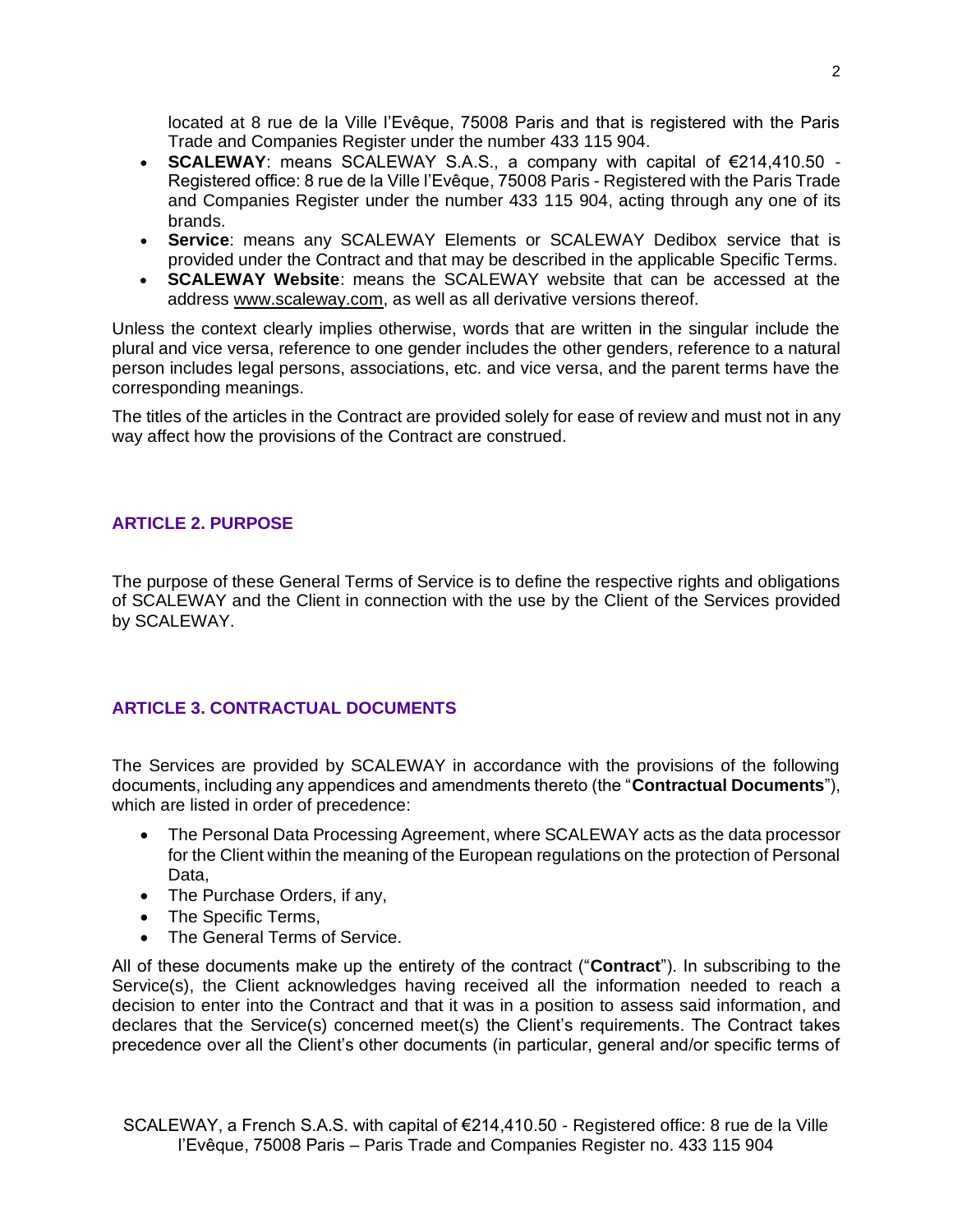located at 8 rue de la Ville l'Evêque, 75008 Paris and that is registered with the Paris Trade and Companies Register under the number 433 115 904.

- **SCALEWAY**: means SCALEWAY S.A.S., a company with capital of €214,410.50 - Registered office: 8 rue de la Ville l'Evêque, 75008 Paris - Registered with the Paris Trade and Companies Register under the number 433 115 904, acting through any one of its brands.
- **Service**: means any SCALEWAY Elements or SCALEWAY Dedibox service that is provided under the Contract and that may be described in the applicable Specific Terms.
- **SCALEWAY Website**: means the SCALEWAY website that can be accessed at the address www.scaleway.com, as well as all derivative versions thereof.

Unless the context clearly implies otherwise, words that are written in the singular include the plural and vice versa, reference to one gender includes the other genders, reference to a natural person includes legal persons, associations, etc. and vice versa, and the parent terms have the corresponding meanings.

The titles of the articles in the Contract are provided solely for ease of review and must not in any way affect how the provisions of the Contract are construed.

## ARTICLE 2. PURPOSE

The purpose of these General Terms of Service is to define the respective rights and obligations of SCALEWAY and the Client in connection with the use by the Client of the Services provided by SCALEWAY.

## ARTICLE 3. CONTRACTUAL DOCUMENTS

The Services are provided by SCALEWAY in accordance with the provisions of the following documents, including any appendices and amendments thereto (the "**Contractual Documents**"), which are listed in order of precedence:

- The Personal Data Processing Agreement, where SCALEWAY acts as the data processor for the Client within the meaning of the European regulations on the protection of Personal Data,
- The Purchase Orders, if any,
- The Specific Terms,
- The General Terms of Service.

All of these documents make up the entirety of the contract ("**Contract**"). In subscribing to the Service(s), the Client acknowledges having received all the information needed to reach a decision to enter into the Contract and that it was in a position to assess said information, and declares that the Service(s) concerned meet(s) the Client's requirements. The Contract takes precedence over all the Client's other documents (in particular, general and/or specific terms of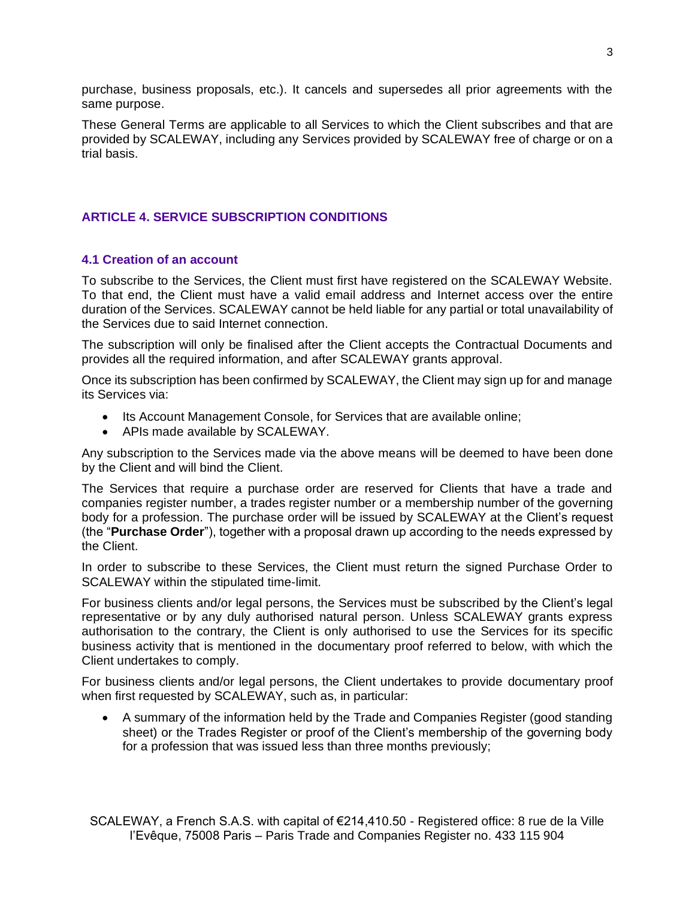purchase, business proposals, etc.). It cancels and supersedes all prior agreements with the same purpose.

These General Terms are applicable to all Services to which the Client subscribes and that are provided by SCALEWAY, including any Services provided by SCALEWAY free of charge or on a trial basis.

## ARTICLE 4. SERVICE SUBSCRIPTION CONDITIONS

### 4.1 Creation of an account

To subscribe to the Services, the Client must first have registered on the SCALEWAY Website. To that end, the Client must have a valid email address and Internet access over the entire duration of the Services. SCALEWAY cannot be held liable for any partial or total unavailability of the Services due to said Internet connection.

The subscription will only be finalised after the Client accepts the Contractual Documents and provides all the required information, and after SCALEWAY grants approval.

Once its subscription has been confirmed by SCALEWAY, the Client may sign up for and manage its Services via:

- Its Account Management Console, for Services that are available online;
- APIs made available by SCALEWAY.

Any subscription to the Services made via the above means will be deemed to have been done by the Client and will bind the Client.

The Services that require a purchase order are reserved for Clients that have a trade and companies register number, a trades register number or a membership number of the governing body for a profession. The purchase order will be issued by SCALEWAY at the Client's request (the "**Purchase Order**"), together with a proposal drawn up according to the needs expressed by the Client.

In order to subscribe to these Services, the Client must return the signed Purchase Order to SCALEWAY within the stipulated time-limit.

For business clients and/or legal persons, the Services must be subscribed by the Client's legal representative or by any duly authorised natural person. Unless SCALEWAY grants express authorisation to the contrary, the Client is only authorised to use the Services for its specific business activity that is mentioned in the documentary proof referred to below, with which the Client undertakes to comply.

For business clients and/or legal persons, the Client undertakes to provide documentary proof when first requested by SCALEWAY, such as, in particular:

- A summary of the information held by the Trade and Companies Register (good standing sheet) or the Trades Register or proof of the Client's membership of the governing body for a profession that was issued less than three months previously;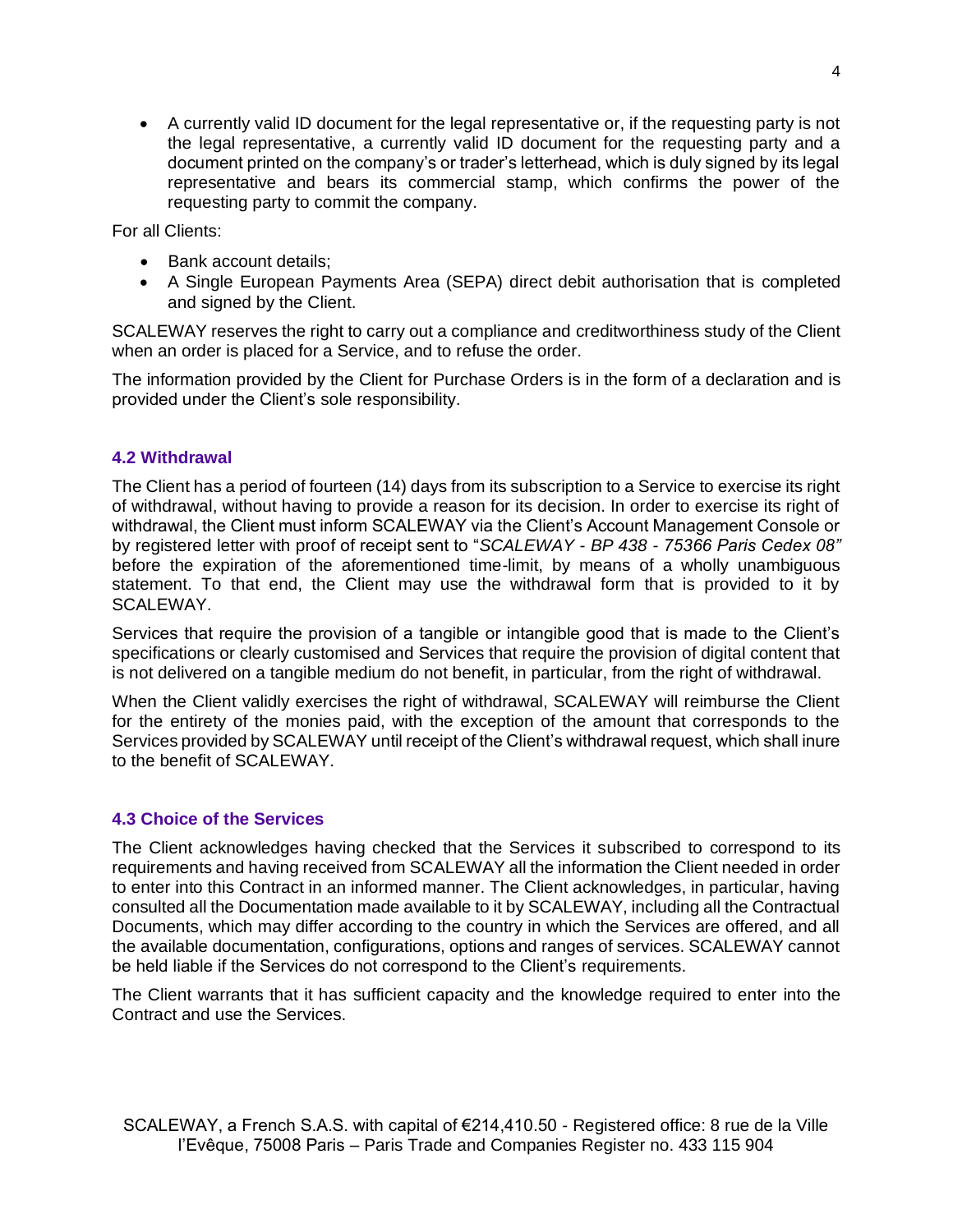- A currently valid ID document for the legal representative or, if the requesting party is not the legal representative, a currently valid ID document for the requesting party and a document printed on the company's or trader's letterhead, which is duly signed by its legal representative and bears its commercial stamp, which confirms the power of the requesting party to commit the company.

For all Clients:

- Bank account details;
- A Single European Payments Area (SEPA) direct debit authorisation that is completed and signed by the Client.

SCALEWAY reserves the right to carry out a compliance and creditworthiness study of the Client when an order is placed for a Service, and to refuse the order.

The information provided by the Client for Purchase Orders is in the form of a declaration and is provided under the Client's sole responsibility.

### 4.2 Withdrawal

The Client has a period of fourteen (14) days from its subscription to a Service to exercise its right of withdrawal, without having to provide a reason for its decision. In order to exercise its right of withdrawal, the Client must inform SCALEWAY via the Client's Account Management Console or by registered letter with proof of receipt sent to "*SCALEWAY - BP 438 - 75366 Paris Cedex 08"* before the expiration of the aforementioned time-limit, by means of a wholly unambiguous statement. To that end, the Client may use the withdrawal form that is provided to it by SCALEWAY.

Services that require the provision of a tangible or intangible good that is made to the Client's specifications or clearly customised and Services that require the provision of digital content that is not delivered on a tangible medium do not benefit, in particular, from the right of withdrawal.

When the Client validly exercises the right of withdrawal, SCALEWAY will reimburse the Client for the entirety of the monies paid, with the exception of the amount that corresponds to the Services provided by SCALEWAY until receipt of the Client's withdrawal request, which shall inure to the benefit of SCALEWAY.

### 4.3 Choice of the Services

The Client acknowledges having checked that the Services it subscribed to correspond to its requirements and having received from SCALEWAY all the information the Client needed in order to enter into this Contract in an informed manner. The Client acknowledges, in particular, having consulted all the Documentation made available to it by SCALEWAY, including all the Contractual Documents, which may differ according to the country in which the Services are offered, and all the available documentation, configurations, options and ranges of services. SCALEWAY cannot be held liable if the Services do not correspond to the Client's requirements.

The Client warrants that it has sufficient capacity and the knowledge required to enter into the Contract and use the Services.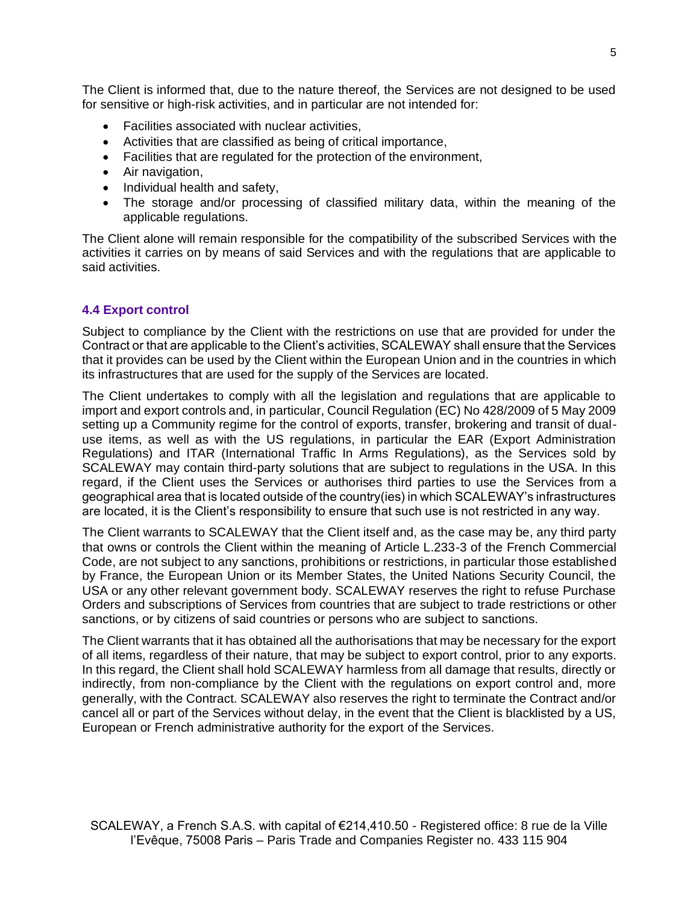The Client is informed that, due to the nature thereof, the Services are not designed to be used for sensitive or high-risk activities, and in particular are not intended for:

- Facilities associated with nuclear activities,
- Activities that are classified as being of critical importance,
- Facilities that are regulated for the protection of the environment,
- Air navigation,
- Individual health and safety,
- The storage and/or processing of classified military data, within the meaning of the applicable regulations.

The Client alone will remain responsible for the compatibility of the subscribed Services with the activities it carries on by means of said Services and with the regulations that are applicable to said activities.

### 4.4 Export control

Subject to compliance by the Client with the restrictions on use that are provided for under the Contract or that are applicable to the Client's activities, SCALEWAY shall ensure that the Services that it provides can be used by the Client within the European Union and in the countries in which its infrastructures that are used for the supply of the Services are located.

The Client undertakes to comply with all the legislation and regulations that are applicable to import and export controls and, in particular, Council Regulation (EC) No 428/2009 of 5 May 2009 setting up a Community regime for the control of exports, transfer, brokering and transit of dual-use items, as well as with the US regulations, in particular the EAR (Export Administration Regulations) and ITAR (International Traffic In Arms Regulations), as the Services sold by SCALEWAY may contain third-party solutions that are subject to regulations in the USA. In this regard, if the Client uses the Services or authorises third parties to use the Services from a geographical area that is located outside of the country(ies) in which SCALEWAY's infrastructures are located, it is the Client's responsibility to ensure that such use is not restricted in any way.

The Client warrants to SCALEWAY that the Client itself and, as the case may be, any third party that owns or controls the Client within the meaning of Article L.233-3 of the French Commercial Code, are not subject to any sanctions, prohibitions or restrictions, in particular those established by France, the European Union or its Member States, the United Nations Security Council, the USA or any other relevant government body. SCALEWAY reserves the right to refuse Purchase Orders and subscriptions of Services from countries that are subject to trade restrictions or other sanctions, or by citizens of said countries or persons who are subject to sanctions.

The Client warrants that it has obtained all the authorisations that may be necessary for the export of all items, regardless of their nature, that may be subject to export control, prior to any exports. In this regard, the Client shall hold SCALEWAY harmless from all damage that results, directly or indirectly, from non-compliance by the Client with the regulations on export control and, more generally, with the Contract. SCALEWAY also reserves the right to terminate the Contract and/or cancel all or part of the Services without delay, in the event that the Client is blacklisted by a US, European or French administrative authority for the export of the Services.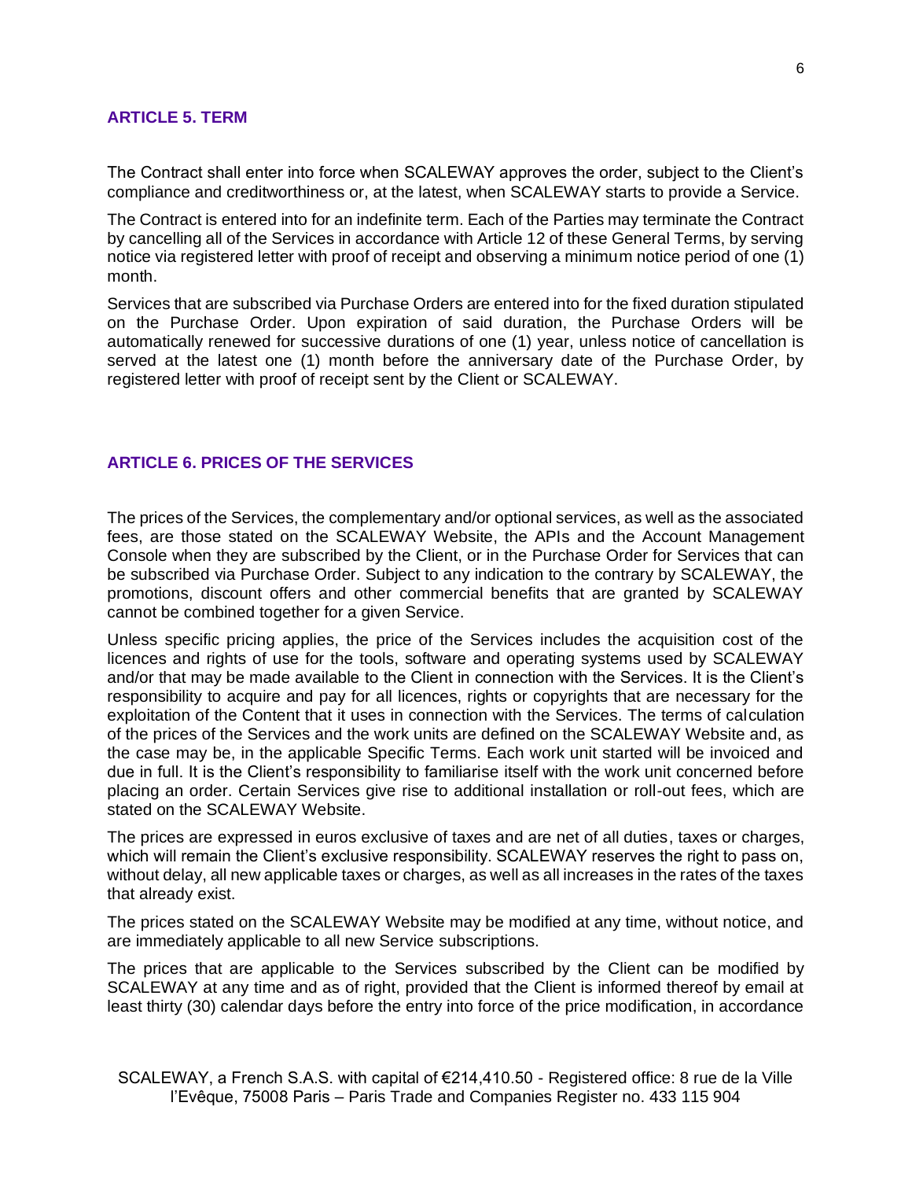## ARTICLE 5. TERM

The Contract shall enter into force when SCALEWAY approves the order, subject to the Client's compliance and creditworthiness or, at the latest, when SCALEWAY starts to provide a Service.

The Contract is entered into for an indefinite term. Each of the Parties may terminate the Contract by cancelling all of the Services in accordance with Article 12 of these General Terms, by serving notice via registered letter with proof of receipt and observing a minimum notice period of one (1) month.

Services that are subscribed via Purchase Orders are entered into for the fixed duration stipulated on the Purchase Order. Upon expiration of said duration, the Purchase Orders will be automatically renewed for successive durations of one (1) year, unless notice of cancellation is served at the latest one (1) month before the anniversary date of the Purchase Order, by registered letter with proof of receipt sent by the Client or SCALEWAY.

## ARTICLE 6. PRICES OF THE SERVICES

The prices of the Services, the complementary and/or optional services, as well as the associated fees, are those stated on the SCALEWAY Website, the APIs and the Account Management Console when they are subscribed by the Client, or in the Purchase Order for Services that can be subscribed via Purchase Order. Subject to any indication to the contrary by SCALEWAY, the promotions, discount offers and other commercial benefits that are granted by SCALEWAY cannot be combined together for a given Service.

Unless specific pricing applies, the price of the Services includes the acquisition cost of the licences and rights of use for the tools, software and operating systems used by SCALEWAY and/or that may be made available to the Client in connection with the Services. It is the Client's responsibility to acquire and pay for all licences, rights or copyrights that are necessary for the exploitation of the Content that it uses in connection with the Services. The terms of calculation of the prices of the Services and the work units are defined on the SCALEWAY Website and, as the case may be, in the applicable Specific Terms. Each work unit started will be invoiced and due in full. It is the Client's responsibility to familiarise itself with the work unit concerned before placing an order. Certain Services give rise to additional installation or roll-out fees, which are stated on the SCALEWAY Website.

The prices are expressed in euros exclusive of taxes and are net of all duties, taxes or charges, which will remain the Client's exclusive responsibility. SCALEWAY reserves the right to pass on, without delay, all new applicable taxes or charges, as well as all increases in the rates of the taxes that already exist.

The prices stated on the SCALEWAY Website may be modified at any time, without notice, and are immediately applicable to all new Service subscriptions.

The prices that are applicable to the Services subscribed by the Client can be modified by SCALEWAY at any time and as of right, provided that the Client is informed thereof by email at least thirty (30) calendar days before the entry into force of the price modification, in accordance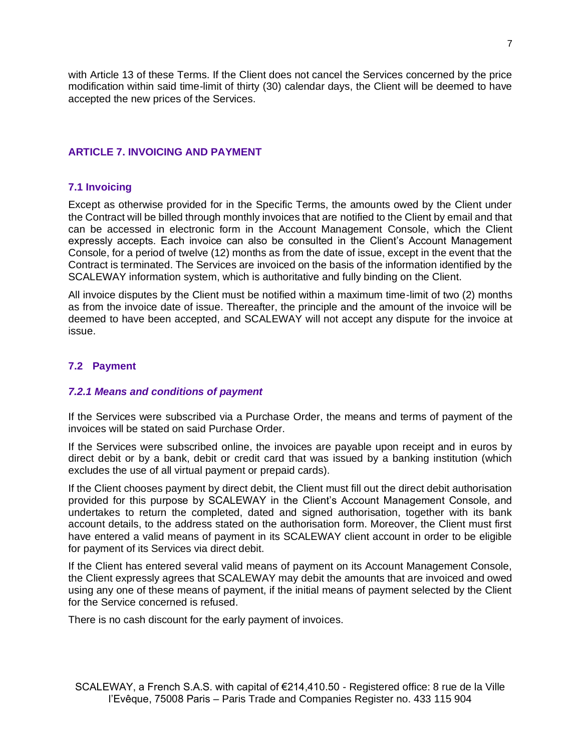with Article 13 of these Terms. If the Client does not cancel the Services concerned by the price modification within said time-limit of thirty (30) calendar days, the Client will be deemed to have accepted the new prices of the Services.

## ARTICLE 7. INVOICING AND PAYMENT

### 7.1 Invoicing

Except as otherwise provided for in the Specific Terms, the amounts owed by the Client under the Contract will be billed through monthly invoices that are notified to the Client by email and that can be accessed in electronic form in the Account Management Console, which the Client expressly accepts. Each invoice can also be consulted in the Client's Account Management Console, for a period of twelve (12) months as from the date of issue, except in the event that the Contract is terminated. The Services are invoiced on the basis of the information identified by the SCALEWAY information system, which is authoritative and fully binding on the Client.

All invoice disputes by the Client must be notified within a maximum time-limit of two (2) months as from the invoice date of issue. Thereafter, the principle and the amount of the invoice will be deemed to have been accepted, and SCALEWAY will not accept any dispute for the invoice at issue.

### 7.2 Payment

#### *7.2.1 Means and conditions of payment*

If the Services were subscribed via a Purchase Order, the means and terms of payment of the invoices will be stated on said Purchase Order.

If the Services were subscribed online, the invoices are payable upon receipt and in euros by direct debit or by a bank, debit or credit card that was issued by a banking institution (which excludes the use of all virtual payment or prepaid cards).

If the Client chooses payment by direct debit, the Client must fill out the direct debit authorisation provided for this purpose by SCALEWAY in the Client's Account Management Console, and undertakes to return the completed, dated and signed authorisation, together with its bank account details, to the address stated on the authorisation form. Moreover, the Client must first have entered a valid means of payment in its SCALEWAY client account in order to be eligible for payment of its Services via direct debit.

If the Client has entered several valid means of payment on its Account Management Console, the Client expressly agrees that SCALEWAY may debit the amounts that are invoiced and owed using any one of these means of payment, if the initial means of payment selected by the Client for the Service concerned is refused.

There is no cash discount for the early payment of invoices.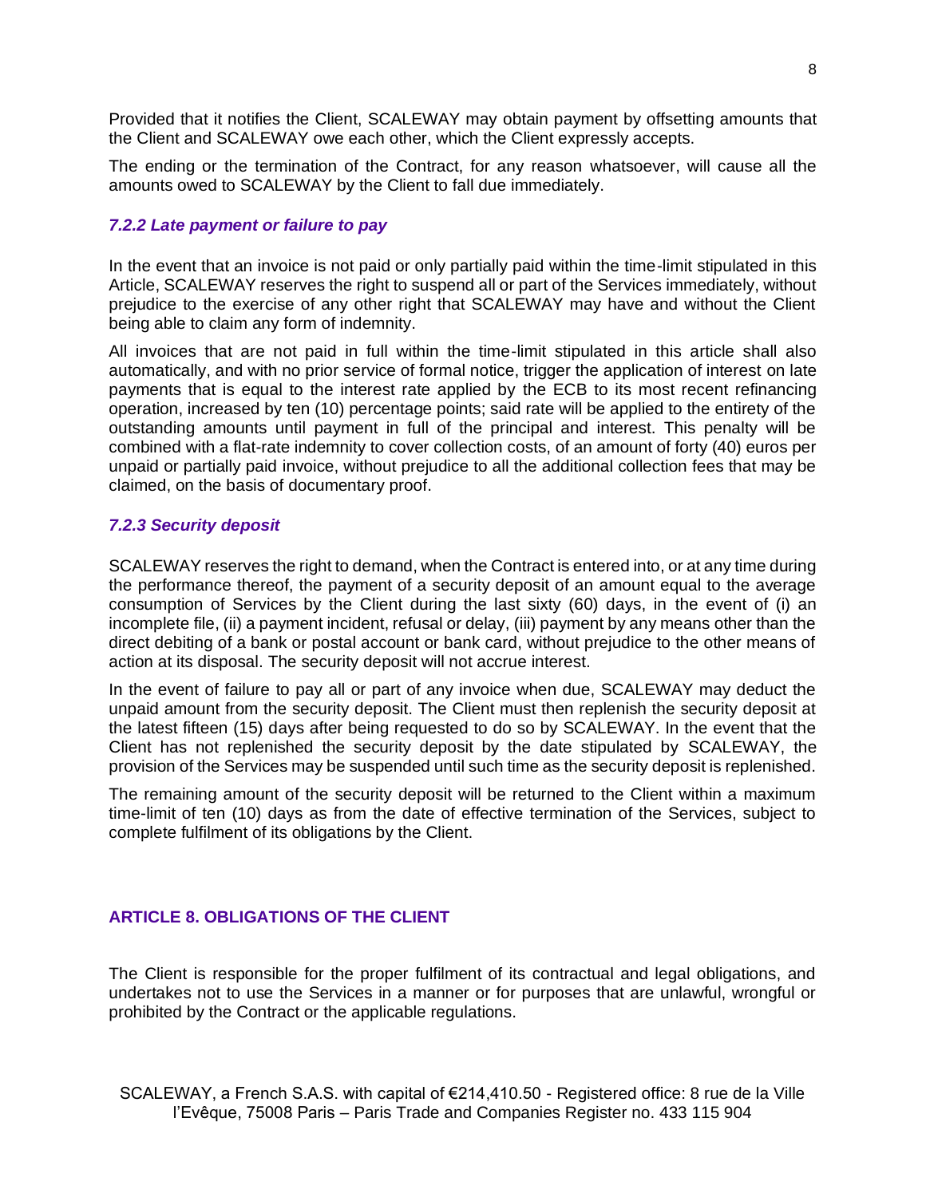Provided that it notifies the Client, SCALEWAY may obtain payment by offsetting amounts that the Client and SCALEWAY owe each other, which the Client expressly accepts.

The ending or the termination of the Contract, for any reason whatsoever, will cause all the amounts owed to SCALEWAY by the Client to fall due immediately.

#### *7.2.2 Late payment or failure to pay*

In the event that an invoice is not paid or only partially paid within the time-limit stipulated in this Article, SCALEWAY reserves the right to suspend all or part of the Services immediately, without prejudice to the exercise of any other right that SCALEWAY may have and without the Client being able to claim any form of indemnity.

All invoices that are not paid in full within the time-limit stipulated in this article shall also automatically, and with no prior service of formal notice, trigger the application of interest on late payments that is equal to the interest rate applied by the ECB to its most recent refinancing operation, increased by ten (10) percentage points; said rate will be applied to the entirety of the outstanding amounts until payment in full of the principal and interest. This penalty will be combined with a flat-rate indemnity to cover collection costs, of an amount of forty (40) euros per unpaid or partially paid invoice, without prejudice to all the additional collection fees that may be claimed, on the basis of documentary proof.

#### *7.2.3 Security deposit*

SCALEWAY reserves the right to demand, when the Contract is entered into, or at any time during the performance thereof, the payment of a security deposit of an amount equal to the average consumption of Services by the Client during the last sixty (60) days, in the event of (i) an incomplete file, (ii) a payment incident, refusal or delay, (iii) payment by any means other than the direct debiting of a bank or postal account or bank card, without prejudice to the other means of action at its disposal. The security deposit will not accrue interest.

In the event of failure to pay all or part of any invoice when due, SCALEWAY may deduct the unpaid amount from the security deposit. The Client must then replenish the security deposit at the latest fifteen (15) days after being requested to do so by SCALEWAY. In the event that the Client has not replenished the security deposit by the date stipulated by SCALEWAY, the provision of the Services may be suspended until such time as the security deposit is replenished.

The remaining amount of the security deposit will be returned to the Client within a maximum time-limit of ten (10) days as from the date of effective termination of the Services, subject to complete fulfilment of its obligations by the Client.

## ARTICLE 8. OBLIGATIONS OF THE CLIENT

The Client is responsible for the proper fulfilment of its contractual and legal obligations, and undertakes not to use the Services in a manner or for purposes that are unlawful, wrongful or prohibited by the Contract or the applicable regulations.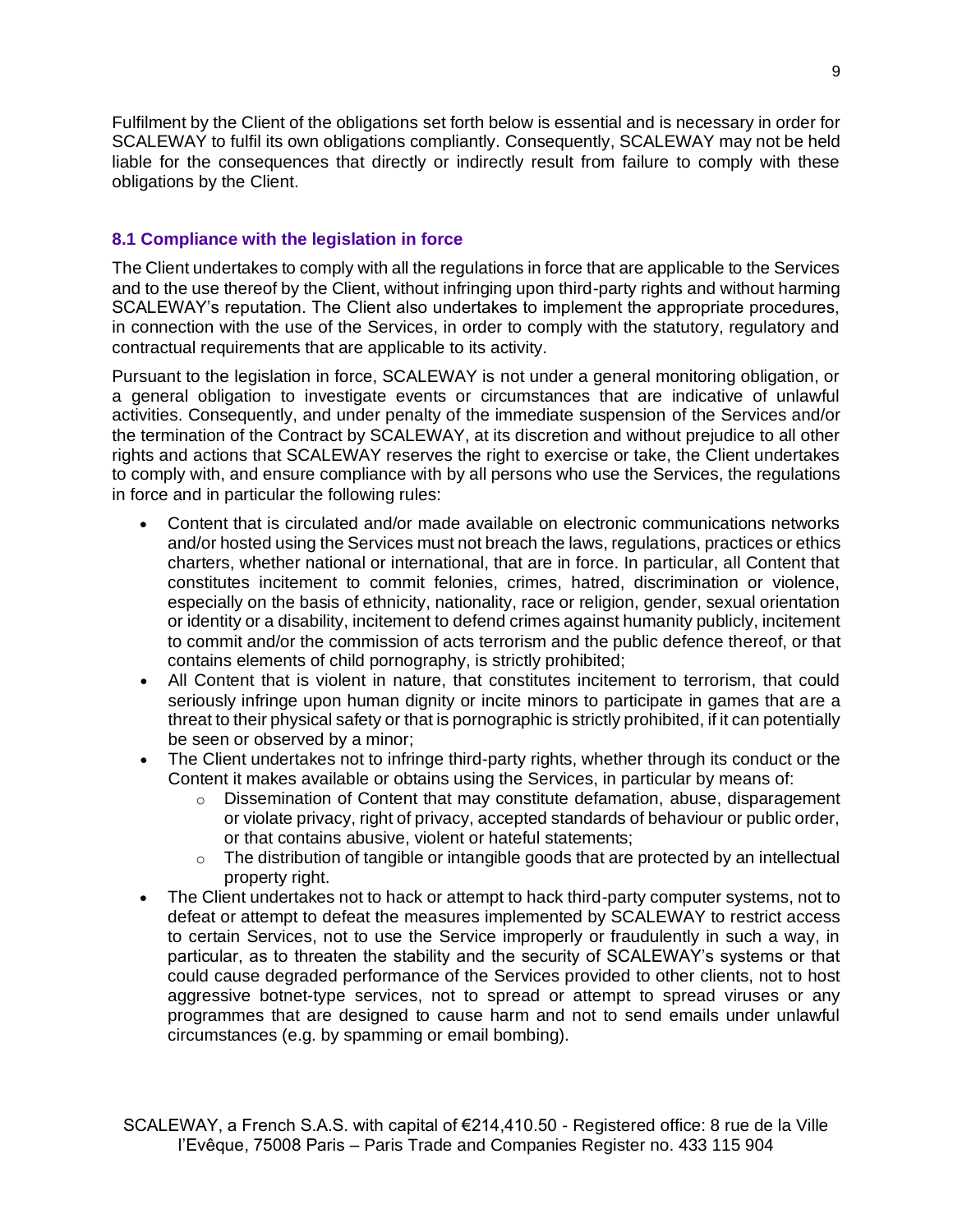Fulfilment by the Client of the obligations set forth below is essential and is necessary in order for SCALEWAY to fulfil its own obligations compliantly. Consequently, SCALEWAY may not be held liable for the consequences that directly or indirectly result from failure to comply with these obligations by the Client.

### 8.1 Compliance with the legislation in force

The Client undertakes to comply with all the regulations in force that are applicable to the Services and to the use thereof by the Client, without infringing upon third-party rights and without harming SCALEWAY's reputation. The Client also undertakes to implement the appropriate procedures, in connection with the use of the Services, in order to comply with the statutory, regulatory and contractual requirements that are applicable to its activity.

Pursuant to the legislation in force, SCALEWAY is not under a general monitoring obligation, or a general obligation to investigate events or circumstances that are indicative of unlawful activities. Consequently, and under penalty of the immediate suspension of the Services and/or the termination of the Contract by SCALEWAY, at its discretion and without prejudice to all other rights and actions that SCALEWAY reserves the right to exercise or take, the Client undertakes to comply with, and ensure compliance with by all persons who use the Services, the regulations in force and in particular the following rules:

- Content that is circulated and/or made available on electronic communications networks and/or hosted using the Services must not breach the laws, regulations, practices or ethics charters, whether national or international, that are in force. In particular, all Content that constitutes incitement to commit felonies, crimes, hatred, discrimination or violence, especially on the basis of ethnicity, nationality, race or religion, gender, sexual orientation or identity or a disability, incitement to defend crimes against humanity publicly, incitement to commit and/or the commission of acts terrorism and the public defence thereof, or that contains elements of child pornography, is strictly prohibited;
- All Content that is violent in nature, that constitutes incitement to terrorism, that could seriously infringe upon human dignity or incite minors to participate in games that are a threat to their physical safety or that is pornographic is strictly prohibited, if it can potentially be seen or observed by a minor;
- The Client undertakes not to infringe third-party rights, whether through its conduct or the Content it makes available or obtains using the Services, in particular by means of:
  - Dissemination of Content that may constitute defamation, abuse, disparagement or violate privacy, right of privacy, accepted standards of behaviour or public order, or that contains abusive, violent or hateful statements;
  - The distribution of tangible or intangible goods that are protected by an intellectual property right.
- The Client undertakes not to hack or attempt to hack third-party computer systems, not to defeat or attempt to defeat the measures implemented by SCALEWAY to restrict access to certain Services, not to use the Service improperly or fraudulently in such a way, in particular, as to threaten the stability and the security of SCALEWAY's systems or that could cause degraded performance of the Services provided to other clients, not to host aggressive botnet-type services, not to spread or attempt to spread viruses or any programmes that are designed to cause harm and not to send emails under unlawful circumstances (e.g. by spamming or email bombing).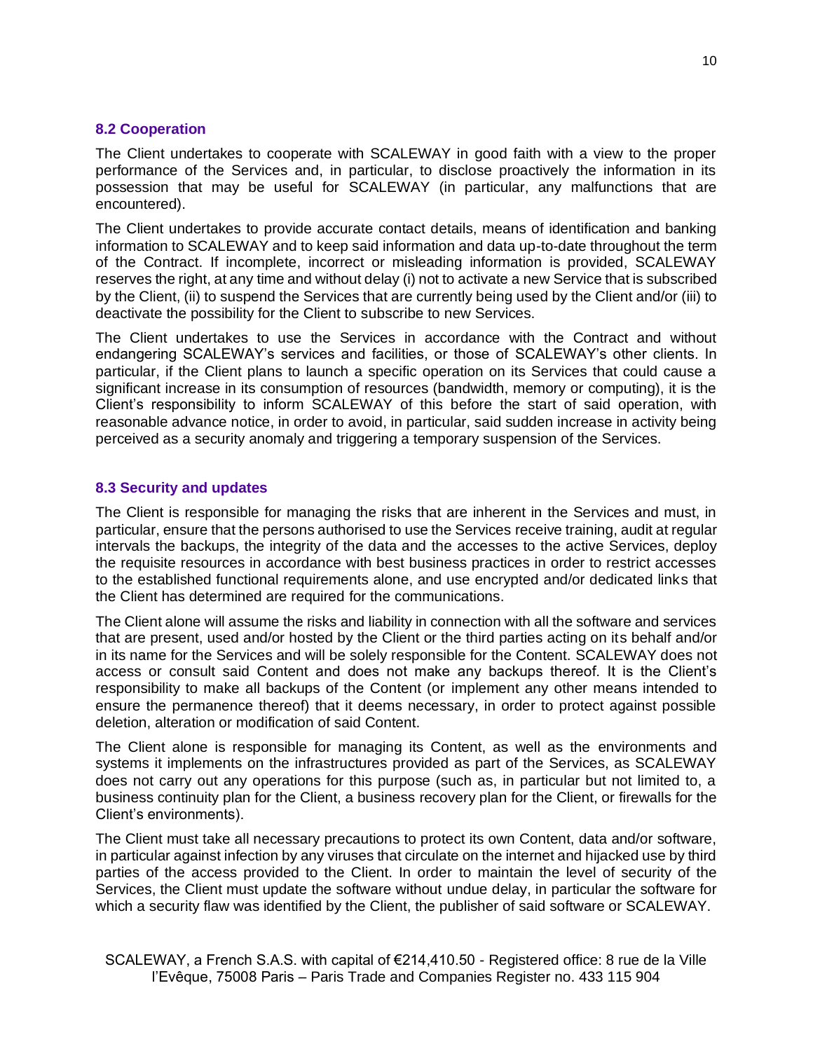### 8.2 Cooperation

The Client undertakes to cooperate with SCALEWAY in good faith with a view to the proper performance of the Services and, in particular, to disclose proactively the information in its possession that may be useful for SCALEWAY (in particular, any malfunctions that are encountered).

The Client undertakes to provide accurate contact details, means of identification and banking information to SCALEWAY and to keep said information and data up-to-date throughout the term of the Contract. If incomplete, incorrect or misleading information is provided, SCALEWAY reserves the right, at any time and without delay (i) not to activate a new Service that is subscribed by the Client, (ii) to suspend the Services that are currently being used by the Client and/or (iii) to deactivate the possibility for the Client to subscribe to new Services.

The Client undertakes to use the Services in accordance with the Contract and without endangering SCALEWAY's services and facilities, or those of SCALEWAY's other clients. In particular, if the Client plans to launch a specific operation on its Services that could cause a significant increase in its consumption of resources (bandwidth, memory or computing), it is the Client's responsibility to inform SCALEWAY of this before the start of said operation, with reasonable advance notice, in order to avoid, in particular, said sudden increase in activity being perceived as a security anomaly and triggering a temporary suspension of the Services.

### 8.3 Security and updates

The Client is responsible for managing the risks that are inherent in the Services and must, in particular, ensure that the persons authorised to use the Services receive training, audit at regular intervals the backups, the integrity of the data and the accesses to the active Services, deploy the requisite resources in accordance with best business practices in order to restrict accesses to the established functional requirements alone, and use encrypted and/or dedicated links that the Client has determined are required for the communications.

The Client alone will assume the risks and liability in connection with all the software and services that are present, used and/or hosted by the Client or the third parties acting on its behalf and/or in its name for the Services and will be solely responsible for the Content. SCALEWAY does not access or consult said Content and does not make any backups thereof. It is the Client's responsibility to make all backups of the Content (or implement any other means intended to ensure the permanence thereof) that it deems necessary, in order to protect against possible deletion, alteration or modification of said Content.

The Client alone is responsible for managing its Content, as well as the environments and systems it implements on the infrastructures provided as part of the Services, as SCALEWAY does not carry out any operations for this purpose (such as, in particular but not limited to, a business continuity plan for the Client, a business recovery plan for the Client, or firewalls for the Client's environments).

The Client must take all necessary precautions to protect its own Content, data and/or software, in particular against infection by any viruses that circulate on the internet and hijacked use by third parties of the access provided to the Client. In order to maintain the level of security of the Services, the Client must update the software without undue delay, in particular the software for which a security flaw was identified by the Client, the publisher of said software or SCALEWAY.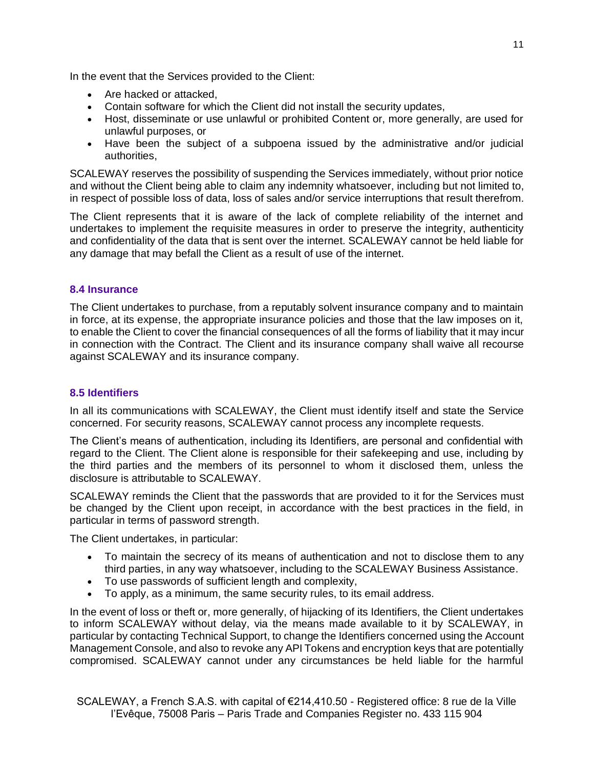In the event that the Services provided to the Client:

- Are hacked or attacked,
- Contain software for which the Client did not install the security updates,
- Host, disseminate or use unlawful or prohibited Content or, more generally, are used for unlawful purposes, or
- Have been the subject of a subpoena issued by the administrative and/or judicial authorities,

SCALEWAY reserves the possibility of suspending the Services immediately, without prior notice and without the Client being able to claim any indemnity whatsoever, including but not limited to, in respect of possible loss of data, loss of sales and/or service interruptions that result therefrom.

The Client represents that it is aware of the lack of complete reliability of the internet and undertakes to implement the requisite measures in order to preserve the integrity, authenticity and confidentiality of the data that is sent over the internet. SCALEWAY cannot be held liable for any damage that may befall the Client as a result of use of the internet.

### 8.4 Insurance

The Client undertakes to purchase, from a reputably solvent insurance company and to maintain in force, at its expense, the appropriate insurance policies and those that the law imposes on it, to enable the Client to cover the financial consequences of all the forms of liability that it may incur in connection with the Contract. The Client and its insurance company shall waive all recourse against SCALEWAY and its insurance company.

### 8.5 Identifiers

In all its communications with SCALEWAY, the Client must identify itself and state the Service concerned. For security reasons, SCALEWAY cannot process any incomplete requests.

The Client's means of authentication, including its Identifiers, are personal and confidential with regard to the Client. The Client alone is responsible for their safekeeping and use, including by the third parties and the members of its personnel to whom it disclosed them, unless the disclosure is attributable to SCALEWAY.

SCALEWAY reminds the Client that the passwords that are provided to it for the Services must be changed by the Client upon receipt, in accordance with the best practices in the field, in particular in terms of password strength.

The Client undertakes, in particular:

- To maintain the secrecy of its means of authentication and not to disclose them to any third parties, in any way whatsoever, including to the SCALEWAY Business Assistance.
- To use passwords of sufficient length and complexity,
- To apply, as a minimum, the same security rules, to its email address.

In the event of loss or theft or, more generally, of hijacking of its Identifiers, the Client undertakes to inform SCALEWAY without delay, via the means made available to it by SCALEWAY, in particular by contacting Technical Support, to change the Identifiers concerned using the Account Management Console, and also to revoke any API Tokens and encryption keys that are potentially compromised. SCALEWAY cannot under any circumstances be held liable for the harmful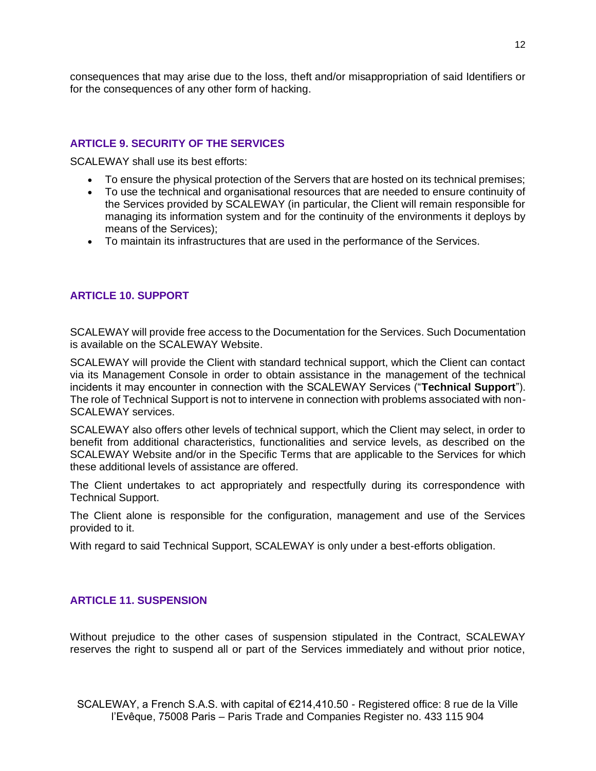consequences that may arise due to the loss, theft and/or misappropriation of said Identifiers or for the consequences of any other form of hacking.

## ARTICLE 9. SECURITY OF THE SERVICES

SCALEWAY shall use its best efforts:

- To ensure the physical protection of the Servers that are hosted on its technical premises;
- To use the technical and organisational resources that are needed to ensure continuity of the Services provided by SCALEWAY (in particular, the Client will remain responsible for managing its information system and for the continuity of the environments it deploys by means of the Services);
- To maintain its infrastructures that are used in the performance of the Services.

## ARTICLE 10. SUPPORT

SCALEWAY will provide free access to the Documentation for the Services. Such Documentation is available on the SCALEWAY Website.

SCALEWAY will provide the Client with standard technical support, which the Client can contact via its Management Console in order to obtain assistance in the management of the technical incidents it may encounter in connection with the SCALEWAY Services ("**Technical Support**"). The role of Technical Support is not to intervene in connection with problems associated with non-SCALEWAY services.

SCALEWAY also offers other levels of technical support, which the Client may select, in order to benefit from additional characteristics, functionalities and service levels, as described on the SCALEWAY Website and/or in the Specific Terms that are applicable to the Services for which these additional levels of assistance are offered.

The Client undertakes to act appropriately and respectfully during its correspondence with Technical Support.

The Client alone is responsible for the configuration, management and use of the Services provided to it.

With regard to said Technical Support, SCALEWAY is only under a best-efforts obligation.

## ARTICLE 11. SUSPENSION

Without prejudice to the other cases of suspension stipulated in the Contract, SCALEWAY reserves the right to suspend all or part of the Services immediately and without prior notice,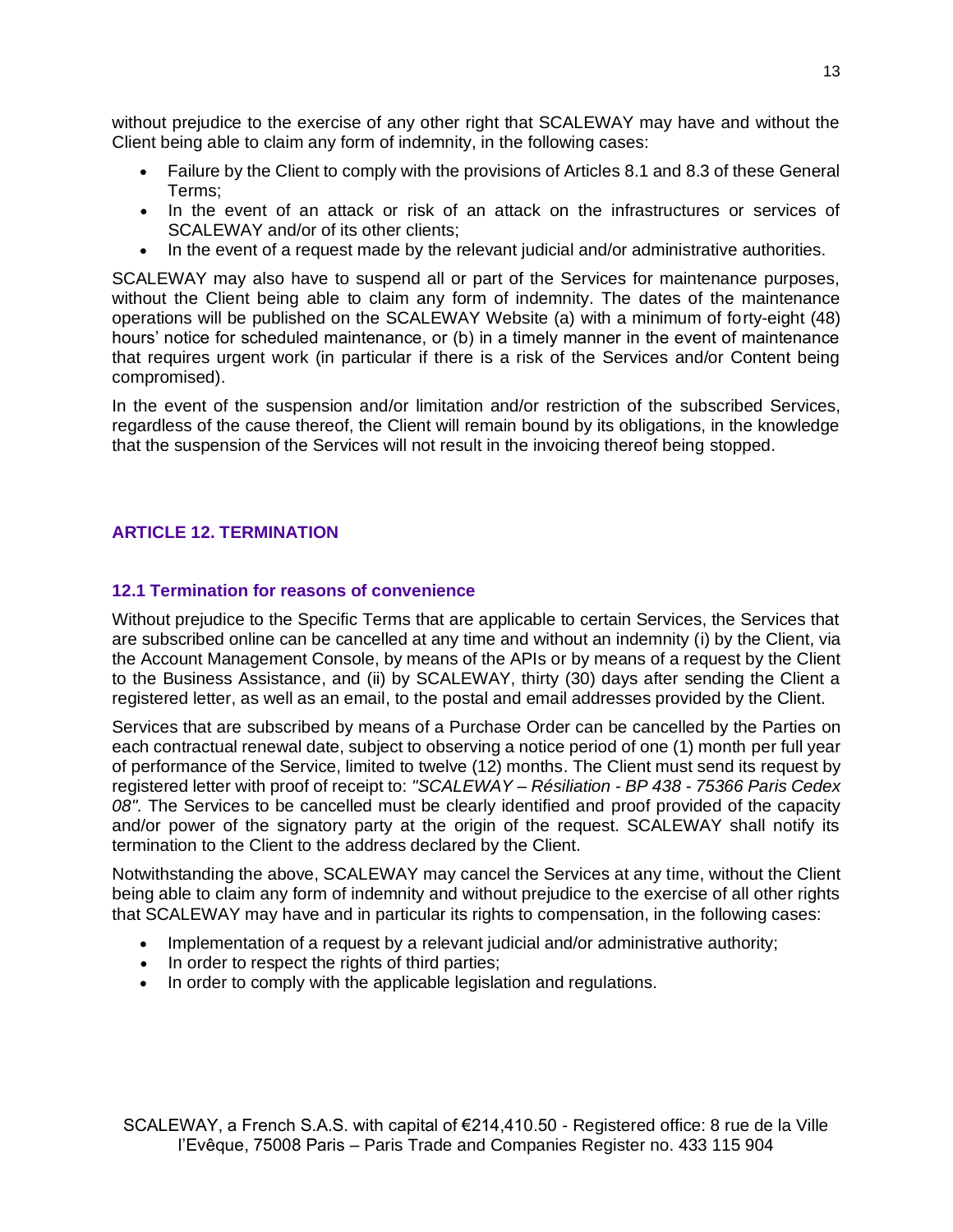without prejudice to the exercise of any other right that SCALEWAY may have and without the Client being able to claim any form of indemnity, in the following cases:

- Failure by the Client to comply with the provisions of Articles 8.1 and 8.3 of these General Terms;
- In the event of an attack or risk of an attack on the infrastructures or services of SCALEWAY and/or of its other clients;
- In the event of a request made by the relevant judicial and/or administrative authorities.

SCALEWAY may also have to suspend all or part of the Services for maintenance purposes, without the Client being able to claim any form of indemnity. The dates of the maintenance operations will be published on the SCALEWAY Website (a) with a minimum of forty-eight (48) hours' notice for scheduled maintenance, or (b) in a timely manner in the event of maintenance that requires urgent work (in particular if there is a risk of the Services and/or Content being compromised).

In the event of the suspension and/or limitation and/or restriction of the subscribed Services, regardless of the cause thereof, the Client will remain bound by its obligations, in the knowledge that the suspension of the Services will not result in the invoicing thereof being stopped.

## ARTICLE 12. TERMINATION

### 12.1 Termination for reasons of convenience

Without prejudice to the Specific Terms that are applicable to certain Services, the Services that are subscribed online can be cancelled at any time and without an indemnity (i) by the Client, via the Account Management Console, by means of the APIs or by means of a request by the Client to the Business Assistance, and (ii) by SCALEWAY, thirty (30) days after sending the Client a registered letter, as well as an email, to the postal and email addresses provided by the Client.

Services that are subscribed by means of a Purchase Order can be cancelled by the Parties on each contractual renewal date, subject to observing a notice period of one (1) month per full year of performance of the Service, limited to twelve (12) months. The Client must send its request by registered letter with proof of receipt to: *"SCALEWAY – Résiliation - BP 438 - 75366 Paris Cedex 08".* The Services to be cancelled must be clearly identified and proof provided of the capacity and/or power of the signatory party at the origin of the request. SCALEWAY shall notify its termination to the Client to the address declared by the Client.

Notwithstanding the above, SCALEWAY may cancel the Services at any time, without the Client being able to claim any form of indemnity and without prejudice to the exercise of all other rights that SCALEWAY may have and in particular its rights to compensation, in the following cases:

- Implementation of a request by a relevant judicial and/or administrative authority;
- In order to respect the rights of third parties;
- In order to comply with the applicable legislation and regulations.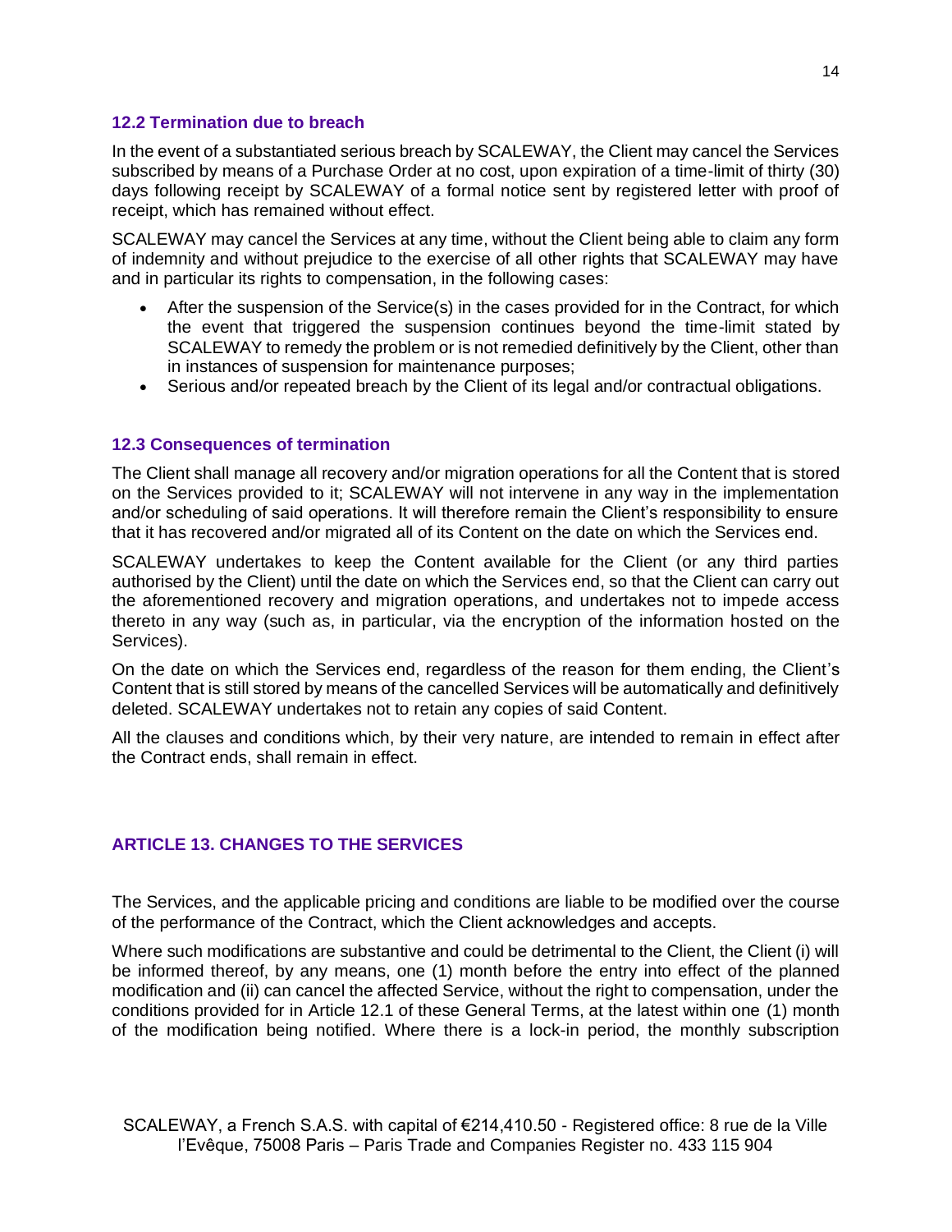### 12.2 Termination due to breach

In the event of a substantiated serious breach by SCALEWAY, the Client may cancel the Services subscribed by means of a Purchase Order at no cost, upon expiration of a time-limit of thirty (30) days following receipt by SCALEWAY of a formal notice sent by registered letter with proof of receipt, which has remained without effect.

SCALEWAY may cancel the Services at any time, without the Client being able to claim any form of indemnity and without prejudice to the exercise of all other rights that SCALEWAY may have and in particular its rights to compensation, in the following cases:

- After the suspension of the Service(s) in the cases provided for in the Contract, for which the event that triggered the suspension continues beyond the time-limit stated by SCALEWAY to remedy the problem or is not remedied definitively by the Client, other than in instances of suspension for maintenance purposes;
- Serious and/or repeated breach by the Client of its legal and/or contractual obligations.

### 12.3 Consequences of termination

The Client shall manage all recovery and/or migration operations for all the Content that is stored on the Services provided to it; SCALEWAY will not intervene in any way in the implementation and/or scheduling of said operations. It will therefore remain the Client's responsibility to ensure that it has recovered and/or migrated all of its Content on the date on which the Services end.

SCALEWAY undertakes to keep the Content available for the Client (or any third parties authorised by the Client) until the date on which the Services end, so that the Client can carry out the aforementioned recovery and migration operations, and undertakes not to impede access thereto in any way (such as, in particular, via the encryption of the information hosted on the Services).

On the date on which the Services end, regardless of the reason for them ending, the Client's Content that is still stored by means of the cancelled Services will be automatically and definitively deleted. SCALEWAY undertakes not to retain any copies of said Content.

All the clauses and conditions which, by their very nature, are intended to remain in effect after the Contract ends, shall remain in effect.

## ARTICLE 13. CHANGES TO THE SERVICES

The Services, and the applicable pricing and conditions are liable to be modified over the course of the performance of the Contract, which the Client acknowledges and accepts.

Where such modifications are substantive and could be detrimental to the Client, the Client (i) will be informed thereof, by any means, one (1) month before the entry into effect of the planned modification and (ii) can cancel the affected Service, without the right to compensation, under the conditions provided for in Article 12.1 of these General Terms, at the latest within one (1) month of the modification being notified. Where there is a lock-in period, the monthly subscription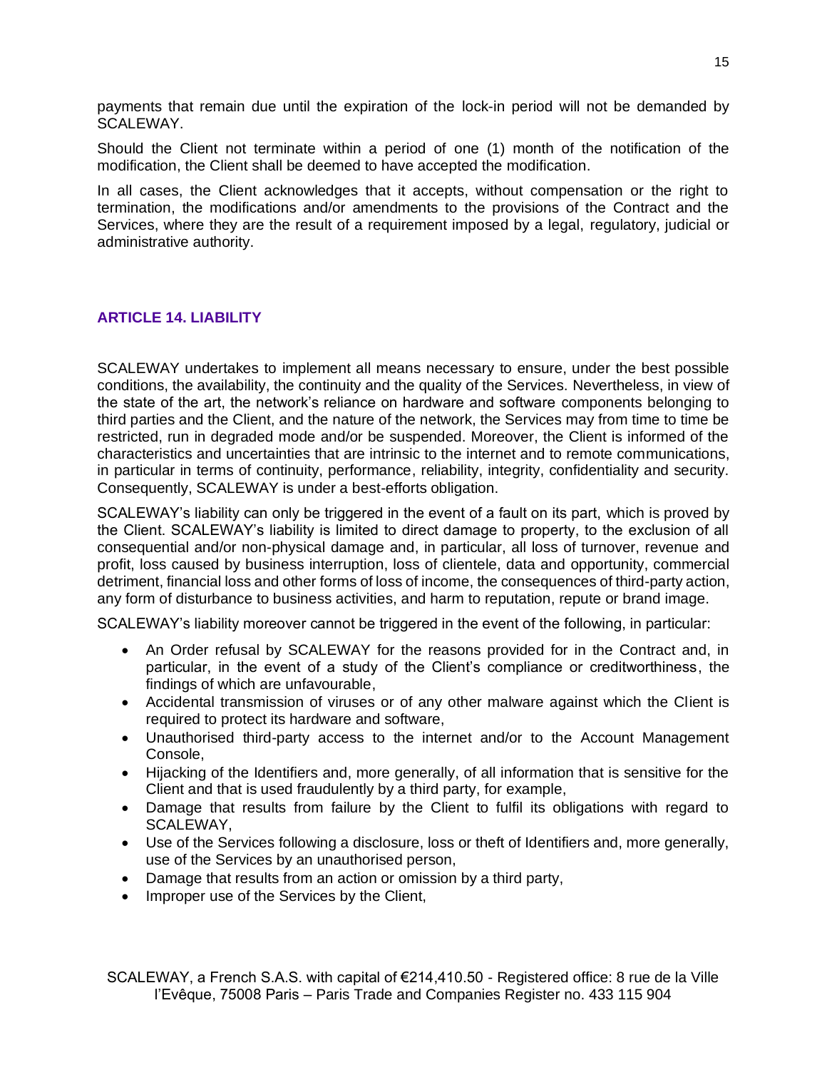payments that remain due until the expiration of the lock-in period will not be demanded by SCALEWAY.

Should the Client not terminate within a period of one (1) month of the notification of the modification, the Client shall be deemed to have accepted the modification.

In all cases, the Client acknowledges that it accepts, without compensation or the right to termination, the modifications and/or amendments to the provisions of the Contract and the Services, where they are the result of a requirement imposed by a legal, regulatory, judicial or administrative authority.

## ARTICLE 14. LIABILITY

SCALEWAY undertakes to implement all means necessary to ensure, under the best possible conditions, the availability, the continuity and the quality of the Services. Nevertheless, in view of the state of the art, the network's reliance on hardware and software components belonging to third parties and the Client, and the nature of the network, the Services may from time to time be restricted, run in degraded mode and/or be suspended. Moreover, the Client is informed of the characteristics and uncertainties that are intrinsic to the internet and to remote communications, in particular in terms of continuity, performance, reliability, integrity, confidentiality and security. Consequently, SCALEWAY is under a best-efforts obligation.

SCALEWAY's liability can only be triggered in the event of a fault on its part, which is proved by the Client. SCALEWAY's liability is limited to direct damage to property, to the exclusion of all consequential and/or non-physical damage and, in particular, all loss of turnover, revenue and profit, loss caused by business interruption, loss of clientele, data and opportunity, commercial detriment, financial loss and other forms of loss of income, the consequences of third-party action, any form of disturbance to business activities, and harm to reputation, repute or brand image.

SCALEWAY's liability moreover cannot be triggered in the event of the following, in particular:

- An Order refusal by SCALEWAY for the reasons provided for in the Contract and, in particular, in the event of a study of the Client's compliance or creditworthiness, the findings of which are unfavourable,
- Accidental transmission of viruses or of any other malware against which the Client is required to protect its hardware and software,
- Unauthorised third-party access to the internet and/or to the Account Management Console,
- Hijacking of the Identifiers and, more generally, of all information that is sensitive for the Client and that is used fraudulently by a third party, for example,
- Damage that results from failure by the Client to fulfil its obligations with regard to SCALEWAY,
- Use of the Services following a disclosure, loss or theft of Identifiers and, more generally, use of the Services by an unauthorised person,
- Damage that results from an action or omission by a third party,
- Improper use of the Services by the Client,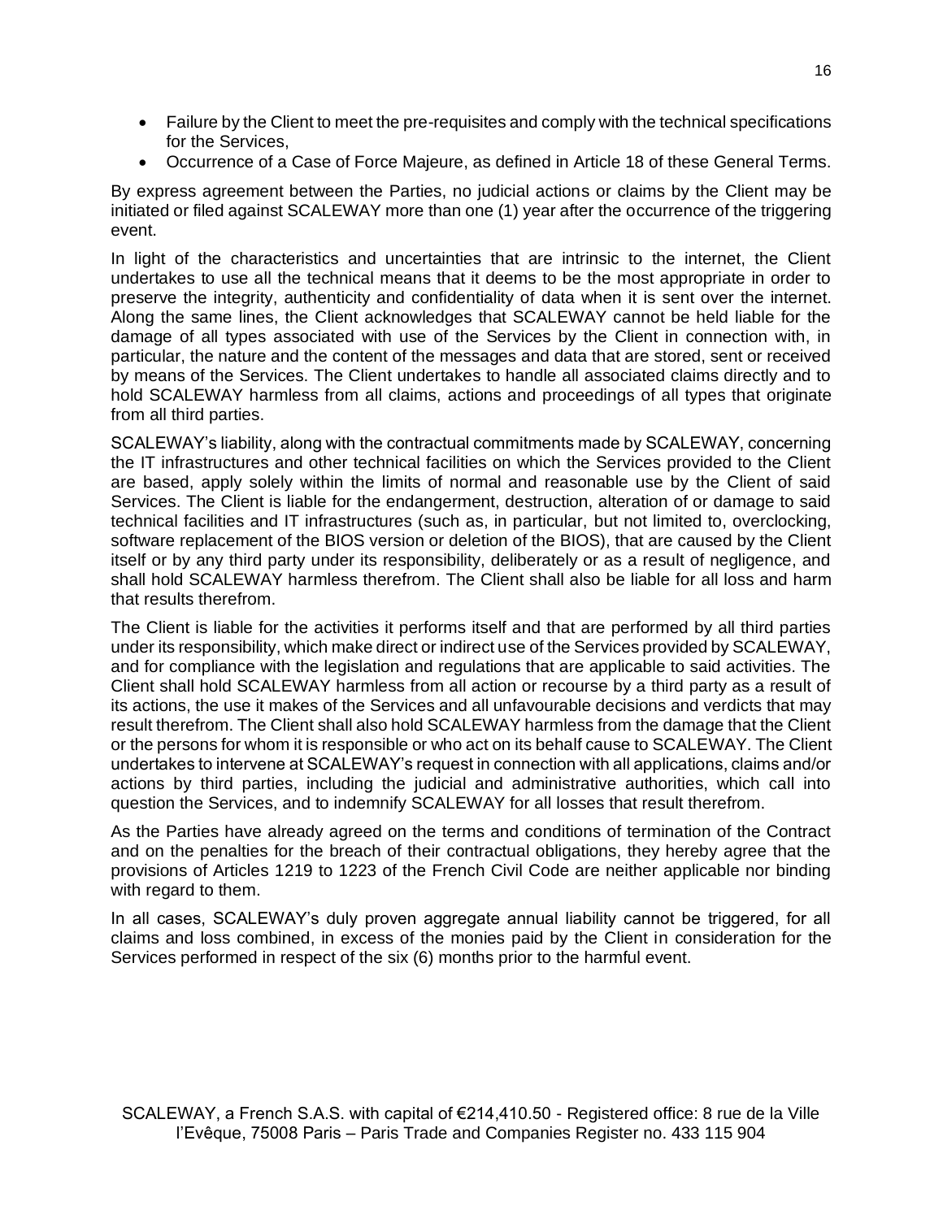- Failure by the Client to meet the pre-requisites and comply with the technical specifications for the Services,
- Occurrence of a Case of Force Majeure, as defined in Article 18 of these General Terms.

By express agreement between the Parties, no judicial actions or claims by the Client may be initiated or filed against SCALEWAY more than one (1) year after the occurrence of the triggering event.

In light of the characteristics and uncertainties that are intrinsic to the internet, the Client undertakes to use all the technical means that it deems to be the most appropriate in order to preserve the integrity, authenticity and confidentiality of data when it is sent over the internet. Along the same lines, the Client acknowledges that SCALEWAY cannot be held liable for the damage of all types associated with use of the Services by the Client in connection with, in particular, the nature and the content of the messages and data that are stored, sent or received by means of the Services. The Client undertakes to handle all associated claims directly and to hold SCALEWAY harmless from all claims, actions and proceedings of all types that originate from all third parties.

SCALEWAY's liability, along with the contractual commitments made by SCALEWAY, concerning the IT infrastructures and other technical facilities on which the Services provided to the Client are based, apply solely within the limits of normal and reasonable use by the Client of said Services. The Client is liable for the endangerment, destruction, alteration of or damage to said technical facilities and IT infrastructures (such as, in particular, but not limited to, overclocking, software replacement of the BIOS version or deletion of the BIOS), that are caused by the Client itself or by any third party under its responsibility, deliberately or as a result of negligence, and shall hold SCALEWAY harmless therefrom. The Client shall also be liable for all loss and harm that results therefrom.

The Client is liable for the activities it performs itself and that are performed by all third parties under its responsibility, which make direct or indirect use of the Services provided by SCALEWAY, and for compliance with the legislation and regulations that are applicable to said activities. The Client shall hold SCALEWAY harmless from all action or recourse by a third party as a result of its actions, the use it makes of the Services and all unfavourable decisions and verdicts that may result therefrom. The Client shall also hold SCALEWAY harmless from the damage that the Client or the persons for whom it is responsible or who act on its behalf cause to SCALEWAY. The Client undertakes to intervene at SCALEWAY's request in connection with all applications, claims and/or actions by third parties, including the judicial and administrative authorities, which call into question the Services, and to indemnify SCALEWAY for all losses that result therefrom.

As the Parties have already agreed on the terms and conditions of termination of the Contract and on the penalties for the breach of their contractual obligations, they hereby agree that the provisions of Articles 1219 to 1223 of the French Civil Code are neither applicable nor binding with regard to them.

In all cases, SCALEWAY's duly proven aggregate annual liability cannot be triggered, for all claims and loss combined, in excess of the monies paid by the Client in consideration for the Services performed in respect of the six (6) months prior to the harmful event.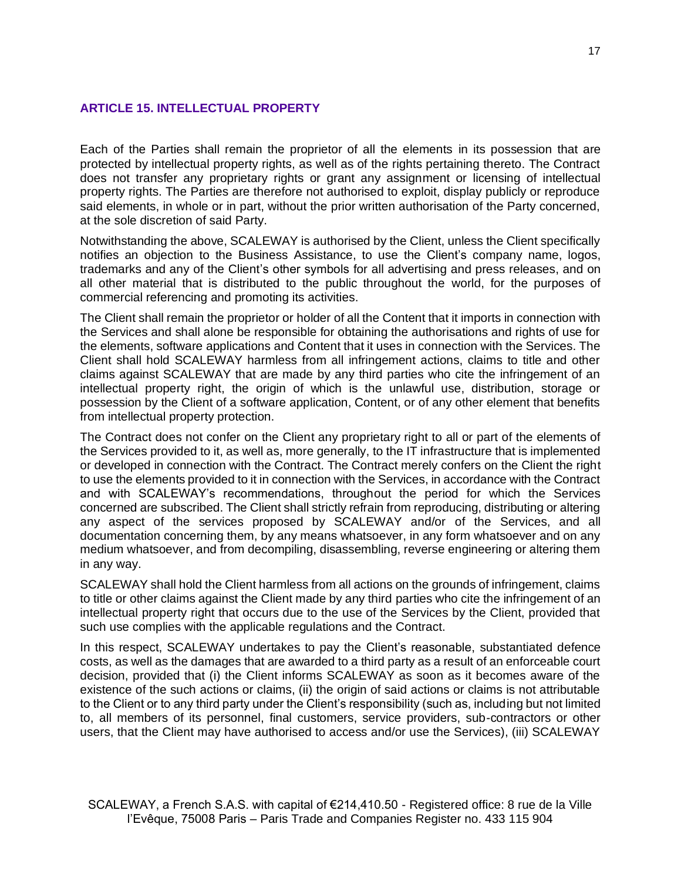## ARTICLE 15. INTELLECTUAL PROPERTY

Each of the Parties shall remain the proprietor of all the elements in its possession that are protected by intellectual property rights, as well as of the rights pertaining thereto. The Contract does not transfer any proprietary rights or grant any assignment or licensing of intellectual property rights. The Parties are therefore not authorised to exploit, display publicly or reproduce said elements, in whole or in part, without the prior written authorisation of the Party concerned, at the sole discretion of said Party.

Notwithstanding the above, SCALEWAY is authorised by the Client, unless the Client specifically notifies an objection to the Business Assistance, to use the Client's company name, logos, trademarks and any of the Client's other symbols for all advertising and press releases, and on all other material that is distributed to the public throughout the world, for the purposes of commercial referencing and promoting its activities.

The Client shall remain the proprietor or holder of all the Content that it imports in connection with the Services and shall alone be responsible for obtaining the authorisations and rights of use for the elements, software applications and Content that it uses in connection with the Services. The Client shall hold SCALEWAY harmless from all infringement actions, claims to title and other claims against SCALEWAY that are made by any third parties who cite the infringement of an intellectual property right, the origin of which is the unlawful use, distribution, storage or possession by the Client of a software application, Content, or of any other element that benefits from intellectual property protection.

The Contract does not confer on the Client any proprietary right to all or part of the elements of the Services provided to it, as well as, more generally, to the IT infrastructure that is implemented or developed in connection with the Contract. The Contract merely confers on the Client the right to use the elements provided to it in connection with the Services, in accordance with the Contract and with SCALEWAY's recommendations, throughout the period for which the Services concerned are subscribed. The Client shall strictly refrain from reproducing, distributing or altering any aspect of the services proposed by SCALEWAY and/or of the Services, and all documentation concerning them, by any means whatsoever, in any form whatsoever and on any medium whatsoever, and from decompiling, disassembling, reverse engineering or altering them in any way.

SCALEWAY shall hold the Client harmless from all actions on the grounds of infringement, claims to title or other claims against the Client made by any third parties who cite the infringement of an intellectual property right that occurs due to the use of the Services by the Client, provided that such use complies with the applicable regulations and the Contract.

In this respect, SCALEWAY undertakes to pay the Client's reasonable, substantiated defence costs, as well as the damages that are awarded to a third party as a result of an enforceable court decision, provided that (i) the Client informs SCALEWAY as soon as it becomes aware of the existence of the such actions or claims, (ii) the origin of said actions or claims is not attributable to the Client or to any third party under the Client's responsibility (such as, including but not limited to, all members of its personnel, final customers, service providers, sub-contractors or other users, that the Client may have authorised to access and/or use the Services), (iii) SCALEWAY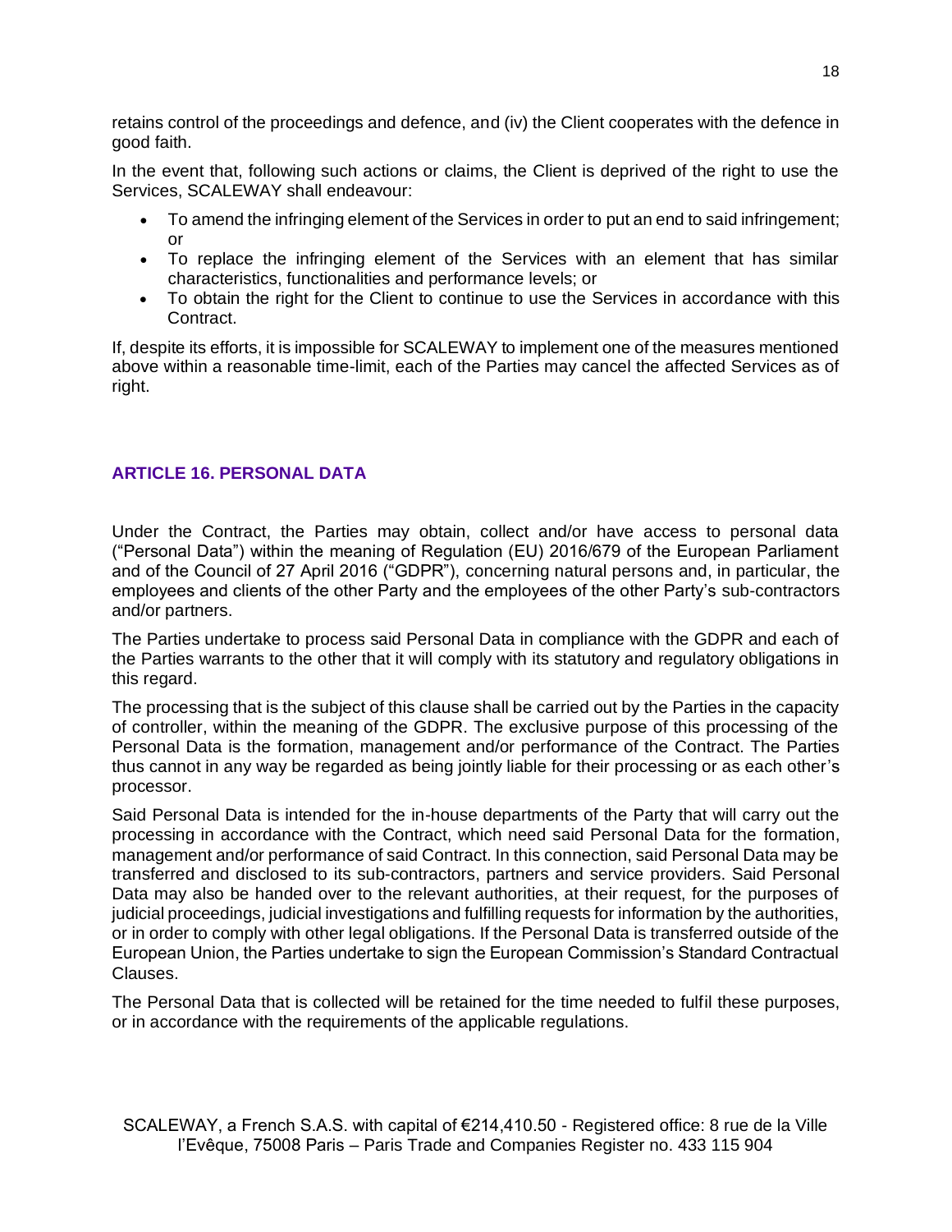retains control of the proceedings and defence, and (iv) the Client cooperates with the defence in good faith.

In the event that, following such actions or claims, the Client is deprived of the right to use the Services, SCALEWAY shall endeavour:

- To amend the infringing element of the Services in order to put an end to said infringement; or
- To replace the infringing element of the Services with an element that has similar characteristics, functionalities and performance levels; or
- To obtain the right for the Client to continue to use the Services in accordance with this Contract.

If, despite its efforts, it is impossible for SCALEWAY to implement one of the measures mentioned above within a reasonable time-limit, each of the Parties may cancel the affected Services as of right.

## ARTICLE 16. PERSONAL DATA

Under the Contract, the Parties may obtain, collect and/or have access to personal data ("Personal Data") within the meaning of Regulation (EU) 2016/679 of the European Parliament and of the Council of 27 April 2016 ("GDPR"), concerning natural persons and, in particular, the employees and clients of the other Party and the employees of the other Party's sub-contractors and/or partners.

The Parties undertake to process said Personal Data in compliance with the GDPR and each of the Parties warrants to the other that it will comply with its statutory and regulatory obligations in this regard.

The processing that is the subject of this clause shall be carried out by the Parties in the capacity of controller, within the meaning of the GDPR. The exclusive purpose of this processing of the Personal Data is the formation, management and/or performance of the Contract. The Parties thus cannot in any way be regarded as being jointly liable for their processing or as each other's processor.

Said Personal Data is intended for the in-house departments of the Party that will carry out the processing in accordance with the Contract, which need said Personal Data for the formation, management and/or performance of said Contract. In this connection, said Personal Data may be transferred and disclosed to its sub-contractors, partners and service providers. Said Personal Data may also be handed over to the relevant authorities, at their request, for the purposes of judicial proceedings, judicial investigations and fulfilling requests for information by the authorities, or in order to comply with other legal obligations. If the Personal Data is transferred outside of the European Union, the Parties undertake to sign the European Commission's Standard Contractual Clauses.

The Personal Data that is collected will be retained for the time needed to fulfil these purposes, or in accordance with the requirements of the applicable regulations.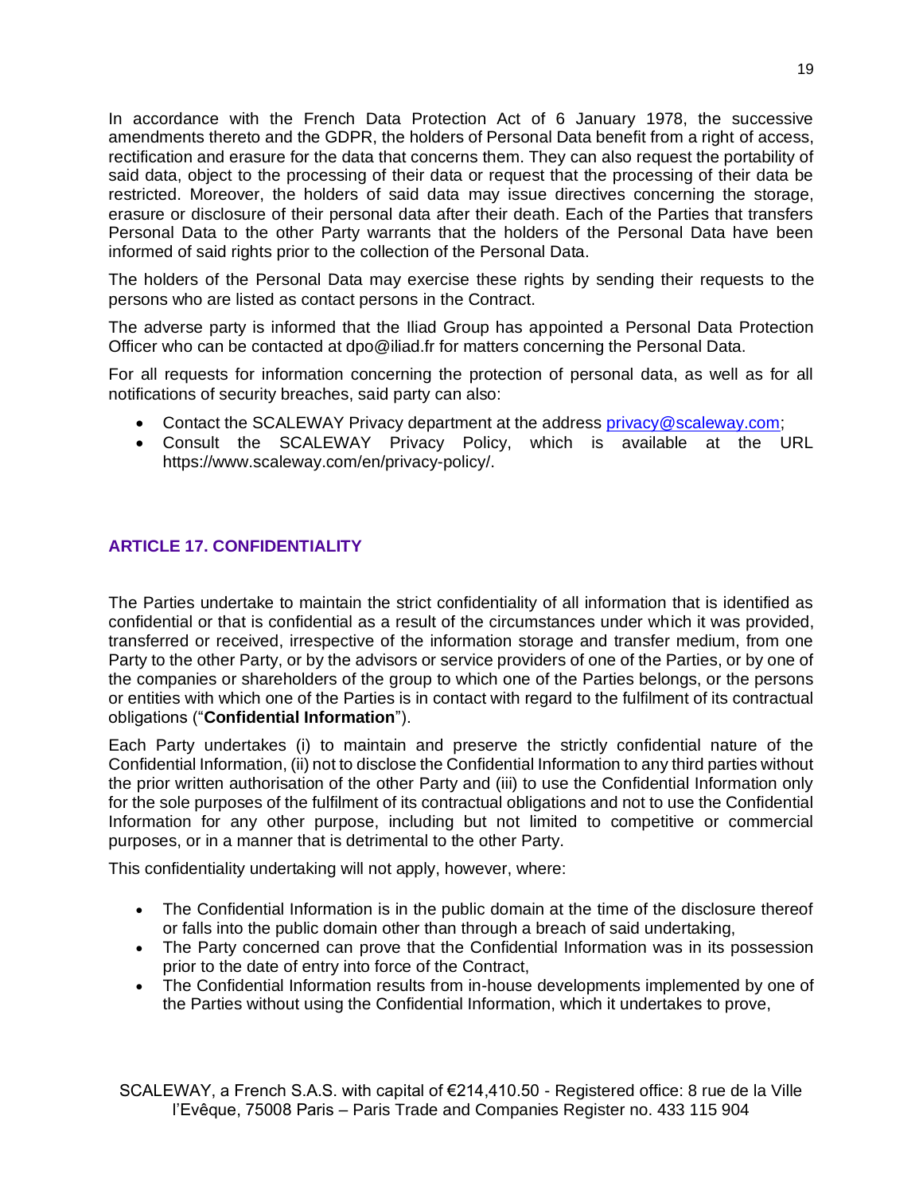In accordance with the French Data Protection Act of 6 January 1978, the successive amendments thereto and the GDPR, the holders of Personal Data benefit from a right of access, rectification and erasure for the data that concerns them. They can also request the portability of said data, object to the processing of their data or request that the processing of their data be restricted. Moreover, the holders of said data may issue directives concerning the storage, erasure or disclosure of their personal data after their death. Each of the Parties that transfers Personal Data to the other Party warrants that the holders of the Personal Data have been informed of said rights prior to the collection of the Personal Data.

The holders of the Personal Data may exercise these rights by sending their requests to the persons who are listed as contact persons in the Contract.

The adverse party is informed that the Iliad Group has appointed a Personal Data Protection Officer who can be contacted at dpo@iliad.fr for matters concerning the Personal Data.

For all requests for information concerning the protection of personal data, as well as for all notifications of security breaches, said party can also:

- Contact the SCALEWAY Privacy department at the address privacy@scaleway.com;
- Consult the SCALEWAY Privacy Policy, which is available at the URL https://www.scaleway.com/en/privacy-policy/.

## ARTICLE 17. CONFIDENTIALITY

The Parties undertake to maintain the strict confidentiality of all information that is identified as confidential or that is confidential as a result of the circumstances under which it was provided, transferred or received, irrespective of the information storage and transfer medium, from one Party to the other Party, or by the advisors or service providers of one of the Parties, or by one of the companies or shareholders of the group to which one of the Parties belongs, or the persons or entities with which one of the Parties is in contact with regard to the fulfilment of its contractual obligations ("**Confidential Information**").

Each Party undertakes (i) to maintain and preserve the strictly confidential nature of the Confidential Information, (ii) not to disclose the Confidential Information to any third parties without the prior written authorisation of the other Party and (iii) to use the Confidential Information only for the sole purposes of the fulfilment of its contractual obligations and not to use the Confidential Information for any other purpose, including but not limited to competitive or commercial purposes, or in a manner that is detrimental to the other Party.

This confidentiality undertaking will not apply, however, where:

- The Confidential Information is in the public domain at the time of the disclosure thereof or falls into the public domain other than through a breach of said undertaking,
- The Party concerned can prove that the Confidential Information was in its possession prior to the date of entry into force of the Contract,
- The Confidential Information results from in-house developments implemented by one of the Parties without using the Confidential Information, which it undertakes to prove,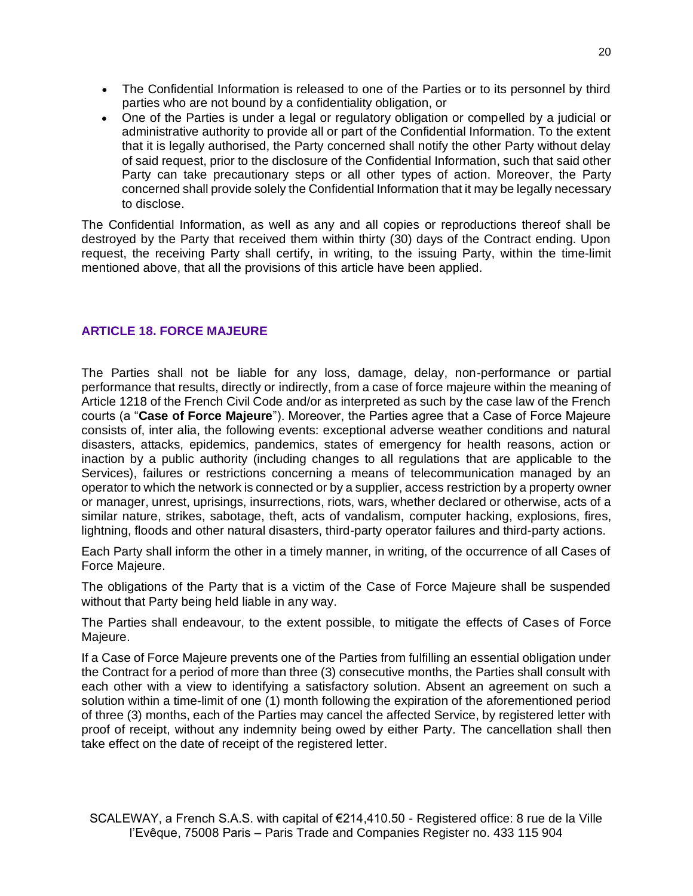- The Confidential Information is released to one of the Parties or to its personnel by third parties who are not bound by a confidentiality obligation, or
- One of the Parties is under a legal or regulatory obligation or compelled by a judicial or administrative authority to provide all or part of the Confidential Information. To the extent that it is legally authorised, the Party concerned shall notify the other Party without delay of said request, prior to the disclosure of the Confidential Information, such that said other Party can take precautionary steps or all other types of action. Moreover, the Party concerned shall provide solely the Confidential Information that it may be legally necessary to disclose.

The Confidential Information, as well as any and all copies or reproductions thereof shall be destroyed by the Party that received them within thirty (30) days of the Contract ending. Upon request, the receiving Party shall certify, in writing, to the issuing Party, within the time-limit mentioned above, that all the provisions of this article have been applied.

## ARTICLE 18. FORCE MAJEURE

The Parties shall not be liable for any loss, damage, delay, non-performance or partial performance that results, directly or indirectly, from a case of force majeure within the meaning of Article 1218 of the French Civil Code and/or as interpreted as such by the case law of the French courts (a "**Case of Force Majeure**"). Moreover, the Parties agree that a Case of Force Majeure consists of, inter alia, the following events: exceptional adverse weather conditions and natural disasters, attacks, epidemics, pandemics, states of emergency for health reasons, action or inaction by a public authority (including changes to all regulations that are applicable to the Services), failures or restrictions concerning a means of telecommunication managed by an operator to which the network is connected or by a supplier, access restriction by a property owner or manager, unrest, uprisings, insurrections, riots, wars, whether declared or otherwise, acts of a similar nature, strikes, sabotage, theft, acts of vandalism, computer hacking, explosions, fires, lightning, floods and other natural disasters, third-party operator failures and third-party actions.

Each Party shall inform the other in a timely manner, in writing, of the occurrence of all Cases of Force Majeure.

The obligations of the Party that is a victim of the Case of Force Majeure shall be suspended without that Party being held liable in any way.

The Parties shall endeavour, to the extent possible, to mitigate the effects of Cases of Force Majeure.

If a Case of Force Majeure prevents one of the Parties from fulfilling an essential obligation under the Contract for a period of more than three (3) consecutive months, the Parties shall consult with each other with a view to identifying a satisfactory solution. Absent an agreement on such a solution within a time-limit of one (1) month following the expiration of the aforementioned period of three (3) months, each of the Parties may cancel the affected Service, by registered letter with proof of receipt, without any indemnity being owed by either Party. The cancellation shall then take effect on the date of receipt of the registered letter.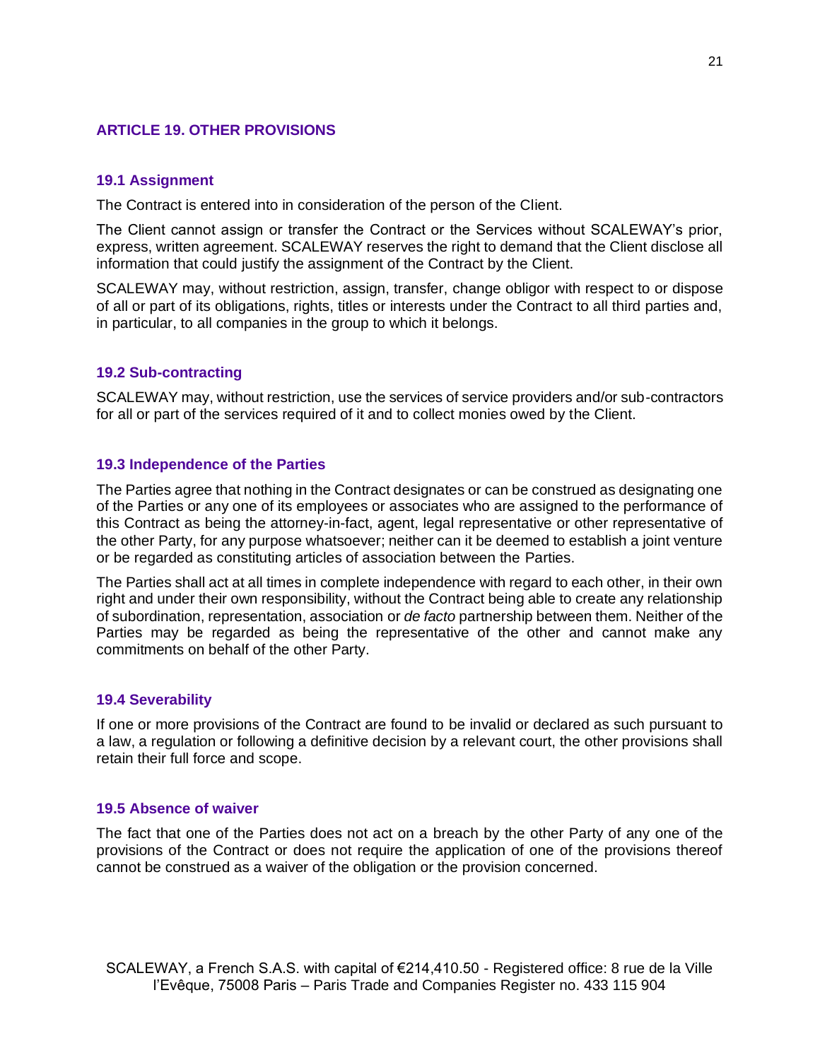## ARTICLE 19. OTHER PROVISIONS

### 19.1 Assignment

The Contract is entered into in consideration of the person of the Client.

The Client cannot assign or transfer the Contract or the Services without SCALEWAY's prior, express, written agreement. SCALEWAY reserves the right to demand that the Client disclose all information that could justify the assignment of the Contract by the Client.

SCALEWAY may, without restriction, assign, transfer, change obligor with respect to or dispose of all or part of its obligations, rights, titles or interests under the Contract to all third parties and, in particular, to all companies in the group to which it belongs.

### 19.2 Sub-contracting

SCALEWAY may, without restriction, use the services of service providers and/or sub-contractors for all or part of the services required of it and to collect monies owed by the Client.

### 19.3 Independence of the Parties

The Parties agree that nothing in the Contract designates or can be construed as designating one of the Parties or any one of its employees or associates who are assigned to the performance of this Contract as being the attorney-in-fact, agent, legal representative or other representative of the other Party, for any purpose whatsoever; neither can it be deemed to establish a joint venture or be regarded as constituting articles of association between the Parties.

The Parties shall act at all times in complete independence with regard to each other, in their own right and under their own responsibility, without the Contract being able to create any relationship of subordination, representation, association or *de facto* partnership between them. Neither of the Parties may be regarded as being the representative of the other and cannot make any commitments on behalf of the other Party.

### 19.4 Severability

If one or more provisions of the Contract are found to be invalid or declared as such pursuant to a law, a regulation or following a definitive decision by a relevant court, the other provisions shall retain their full force and scope.

### 19.5 Absence of waiver

The fact that one of the Parties does not act on a breach by the other Party of any one of the provisions of the Contract or does not require the application of one of the provisions thereof cannot be construed as a waiver of the obligation or the provision concerned.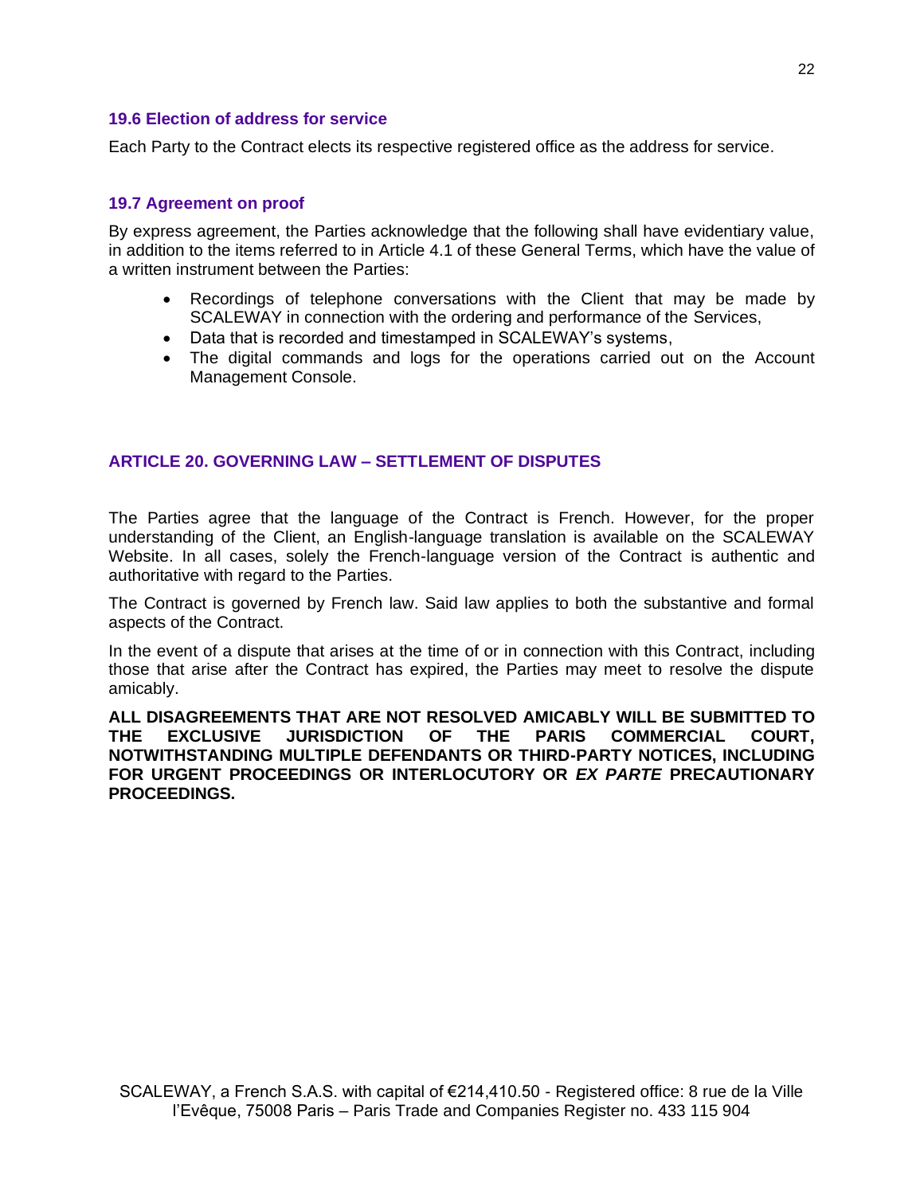### 19.6 Election of address for service

Each Party to the Contract elects its respective registered office as the address for service.

### 19.7 Agreement on proof

By express agreement, the Parties acknowledge that the following shall have evidentiary value, in addition to the items referred to in Article 4.1 of these General Terms, which have the value of a written instrument between the Parties:

- Recordings of telephone conversations with the Client that may be made by SCALEWAY in connection with the ordering and performance of the Services,
- Data that is recorded and timestamped in SCALEWAY's systems,
- The digital commands and logs for the operations carried out on the Account Management Console.

## ARTICLE 20. GOVERNING LAW – SETTLEMENT OF DISPUTES

The Parties agree that the language of the Contract is French. However, for the proper understanding of the Client, an English-language translation is available on the SCALEWAY Website. In all cases, solely the French-language version of the Contract is authentic and authoritative with regard to the Parties.

The Contract is governed by French law. Said law applies to both the substantive and formal aspects of the Contract.

In the event of a dispute that arises at the time of or in connection with this Contract, including those that arise after the Contract has expired, the Parties may meet to resolve the dispute amicably.

**ALL DISAGREEMENTS THAT ARE NOT RESOLVED AMICABLY WILL BE SUBMITTED TO THE EXCLUSIVE JURISDICTION OF THE PARIS COMMERCIAL COURT, NOTWITHSTANDING MULTIPLE DEFENDANTS OR THIRD-PARTY NOTICES, INCLUDING FOR URGENT PROCEEDINGS OR INTERLOCUTORY OR *EX PARTE* PRECAUTIONARY PROCEEDINGS.**